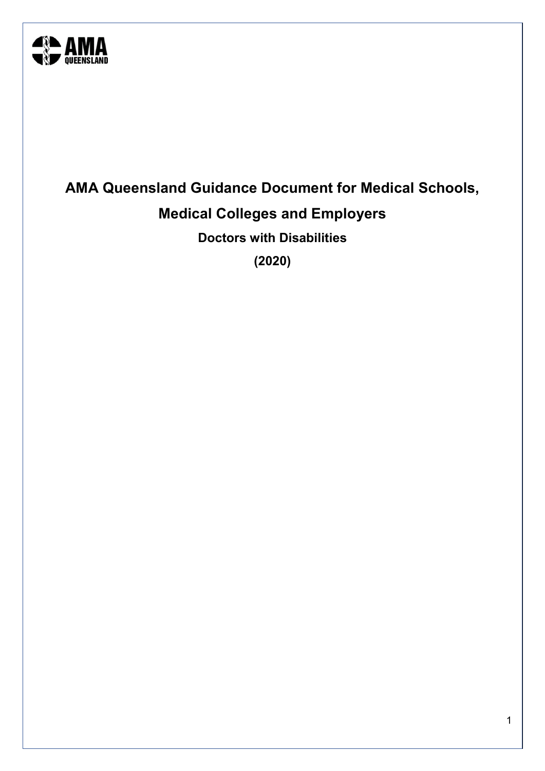# AMA Queensland Guidance Document for Medical Schools, Medical Colleges and Employers

## Doctors with Disabilities

**(2020)**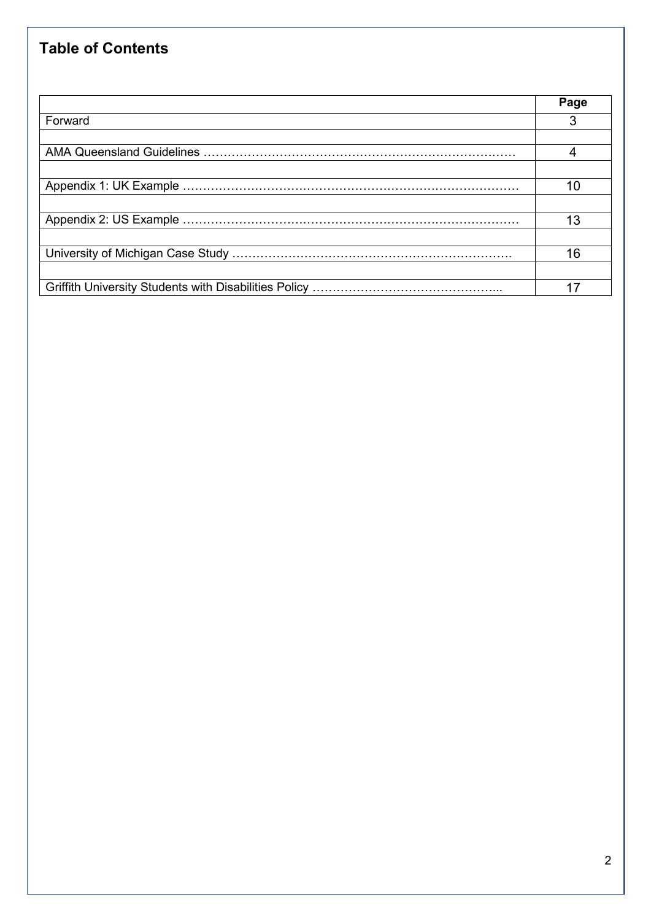## Table of Contents

| | Page |
|---|---|
| Forward | 3 |
| | |
| AMA Queensland Guidelines ………………………………………………………………… | 4 |
| | |
| Appendix 1: UK Example ………………………………………………………………………… | 10 |
| | |
| Appendix 2: US Example ………………………………………………………………………… | 13 |
| | |
| University of Michigan Case Study ……………………………………………………………. | 16 |
| | |
| Griffith University Students with Disabilities Policy ………………………………………... | 17 |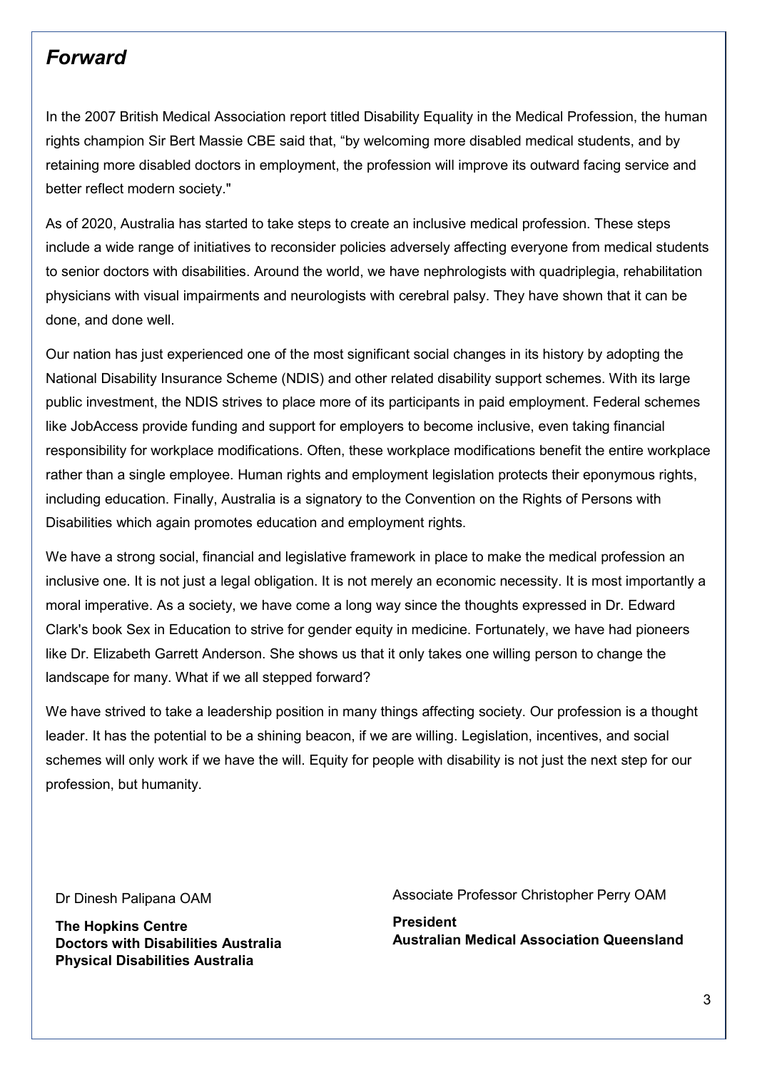# *Forward*

In the 2007 British Medical Association report titled Disability Equality in the Medical Profession, the human rights champion Sir Bert Massie CBE said that, "by welcoming more disabled medical students, and by retaining more disabled doctors in employment, the profession will improve its outward facing service and better reflect modern society."

As of 2020, Australia has started to take steps to create an inclusive medical profession. These steps include a wide range of initiatives to reconsider policies adversely affecting everyone from medical students to senior doctors with disabilities. Around the world, we have nephrologists with quadriplegia, rehabilitation physicians with visual impairments and neurologists with cerebral palsy. They have shown that it can be done, and done well.

Our nation has just experienced one of the most significant social changes in its history by adopting the National Disability Insurance Scheme (NDIS) and other related disability support schemes. With its large public investment, the NDIS strives to place more of its participants in paid employment. Federal schemes like JobAccess provide funding and support for employers to become inclusive, even taking financial responsibility for workplace modifications. Often, these workplace modifications benefit the entire workplace rather than a single employee. Human rights and employment legislation protects their eponymous rights, including education. Finally, Australia is a signatory to the Convention on the Rights of Persons with Disabilities which again promotes education and employment rights.

We have a strong social, financial and legislative framework in place to make the medical profession an inclusive one. It is not just a legal obligation. It is not merely an economic necessity. It is most importantly a moral imperative. As a society, we have come a long way since the thoughts expressed in Dr. Edward Clark's book Sex in Education to strive for gender equity in medicine. Fortunately, we have had pioneers like Dr. Elizabeth Garrett Anderson. She shows us that it only takes one willing person to change the landscape for many. What if we all stepped forward?

We have strived to take a leadership position in many things affecting society. Our profession is a thought leader. It has the potential to be a shining beacon, if we are willing. Legislation, incentives, and social schemes will only work if we have the will. Equity for people with disability is not just the next step for our profession, but humanity.

Dr Dinesh Palipana OAM

**The Hopkins Centre**
**Doctors with Disabilities Australia**
**Physical Disabilities Australia**

Associate Professor Christopher Perry OAM

**President**
**Australian Medical Association Queensland**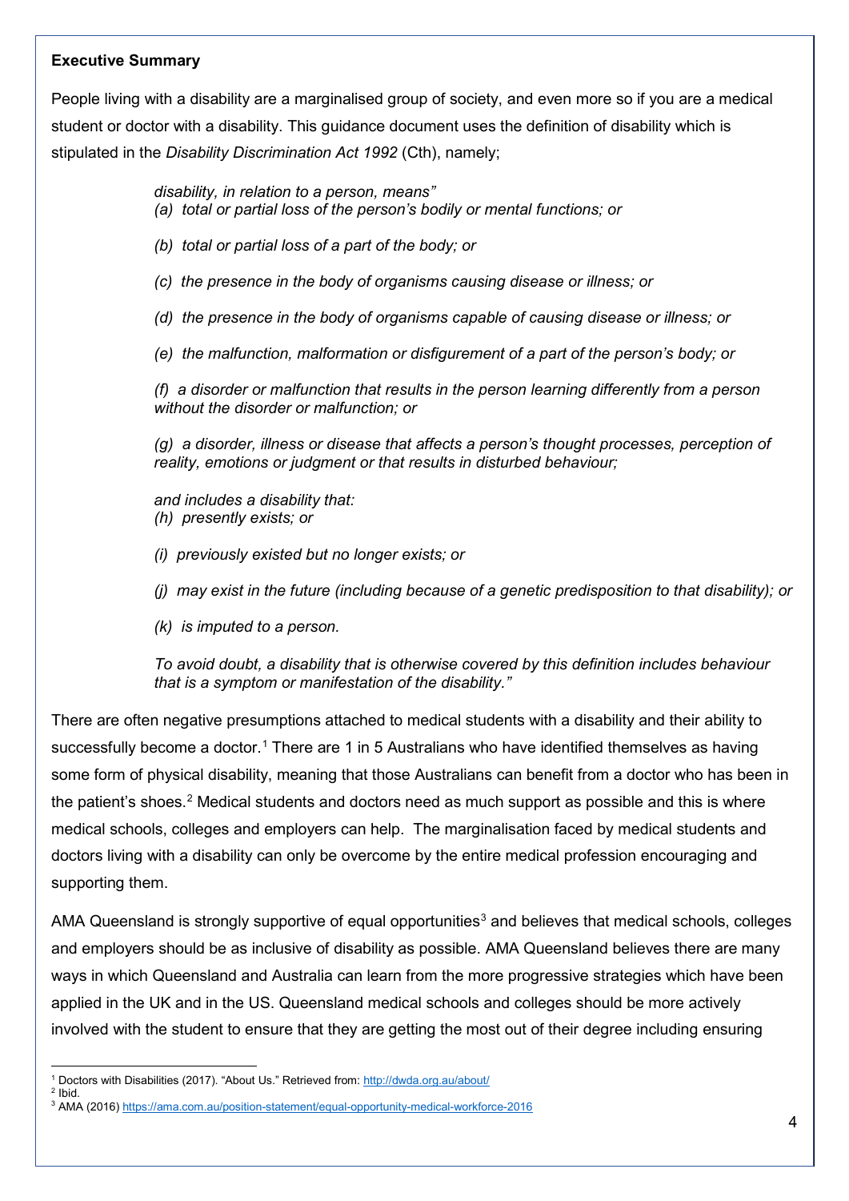**Executive Summary**

People living with a disability are a marginalised group of society, and even more so if you are a medical student or doctor with a disability. This guidance document uses the definition of disability which is stipulated in the *Disability Discrimination Act 1992* (Cth), namely;

> *disability, in relation to a person, means"*
> *(a) total or partial loss of the person's bodily or mental functions; or*
>
> *(b) total or partial loss of a part of the body; or*
>
> *(c) the presence in the body of organisms causing disease or illness; or*
>
> *(d) the presence in the body of organisms capable of causing disease or illness; or*
>
> *(e) the malfunction, malformation or disfigurement of a part of the person's body; or*
>
> *(f) a disorder or malfunction that results in the person learning differently from a person without the disorder or malfunction; or*
>
> *(g) a disorder, illness or disease that affects a person's thought processes, perception of reality, emotions or judgment or that results in disturbed behaviour;*
>
> *and includes a disability that:*
> *(h) presently exists; or*
>
> *(i) previously existed but no longer exists; or*
>
> *(j) may exist in the future (including because of a genetic predisposition to that disability); or*
>
> *(k) is imputed to a person.*
>
> *To avoid doubt, a disability that is otherwise covered by this definition includes behaviour that is a symptom or manifestation of the disability."*

There are often negative presumptions attached to medical students with a disability and their ability to successfully become a doctor.[1] There are 1 in 5 Australians who have identified themselves as having some form of physical disability, meaning that those Australians can benefit from a doctor who has been in the patient's shoes.[2] Medical students and doctors need as much support as possible and this is where medical schools, colleges and employers can help. The marginalisation faced by medical students and doctors living with a disability can only be overcome by the entire medical profession encouraging and supporting them.

AMA Queensland is strongly supportive of equal opportunities[3] and believes that medical schools, colleges and employers should be as inclusive of disability as possible. AMA Queensland believes there are many ways in which Queensland and Australia can learn from the more progressive strategies which have been applied in the UK and in the US. Queensland medical schools and colleges should be more actively involved with the student to ensure that they are getting the most out of their degree including ensuring

---

[1] Doctors with Disabilities (2017). "About Us." Retrieved from: http://dwda.org.au/about/

[2] Ibid.

[3] AMA (2016) https://ama.com.au/position-statement/equal-opportunity-medical-workforce-2016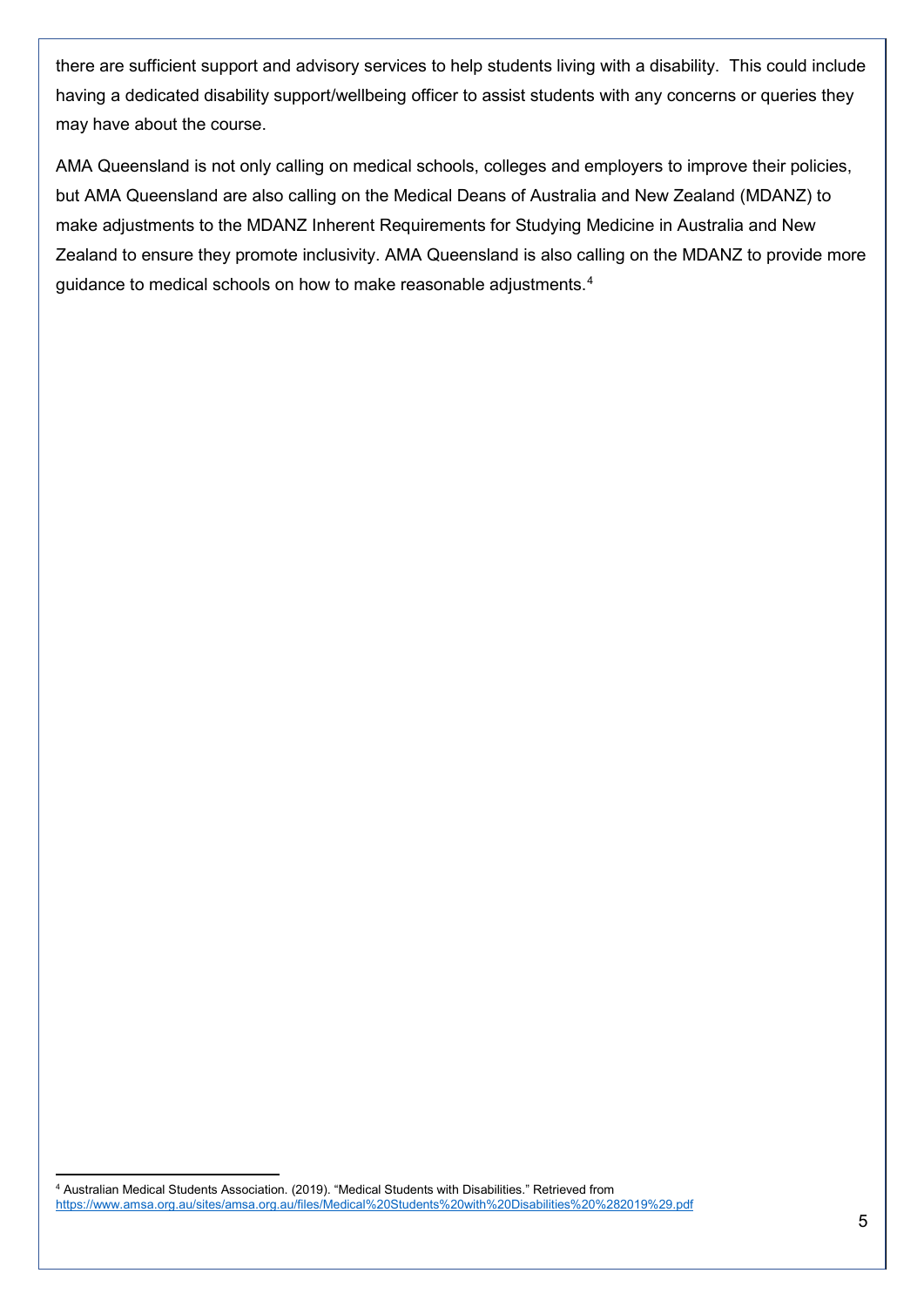there are sufficient support and advisory services to help students living with a disability. This could include having a dedicated disability support/wellbeing officer to assist students with any concerns or queries they may have about the course.

AMA Queensland is not only calling on medical schools, colleges and employers to improve their policies, but AMA Queensland are also calling on the Medical Deans of Australia and New Zealand (MDANZ) to make adjustments to the MDANZ Inherent Requirements for Studying Medicine in Australia and New Zealand to ensure they promote inclusivity. AMA Queensland is also calling on the MDANZ to provide more guidance to medical schools on how to make reasonable adjustments.[4]

---

[4] Australian Medical Students Association. (2019). "Medical Students with Disabilities." Retrieved from https://www.amsa.org.au/sites/amsa.org.au/files/Medical%20Students%20with%20Disabilities%20%282019%29.pdf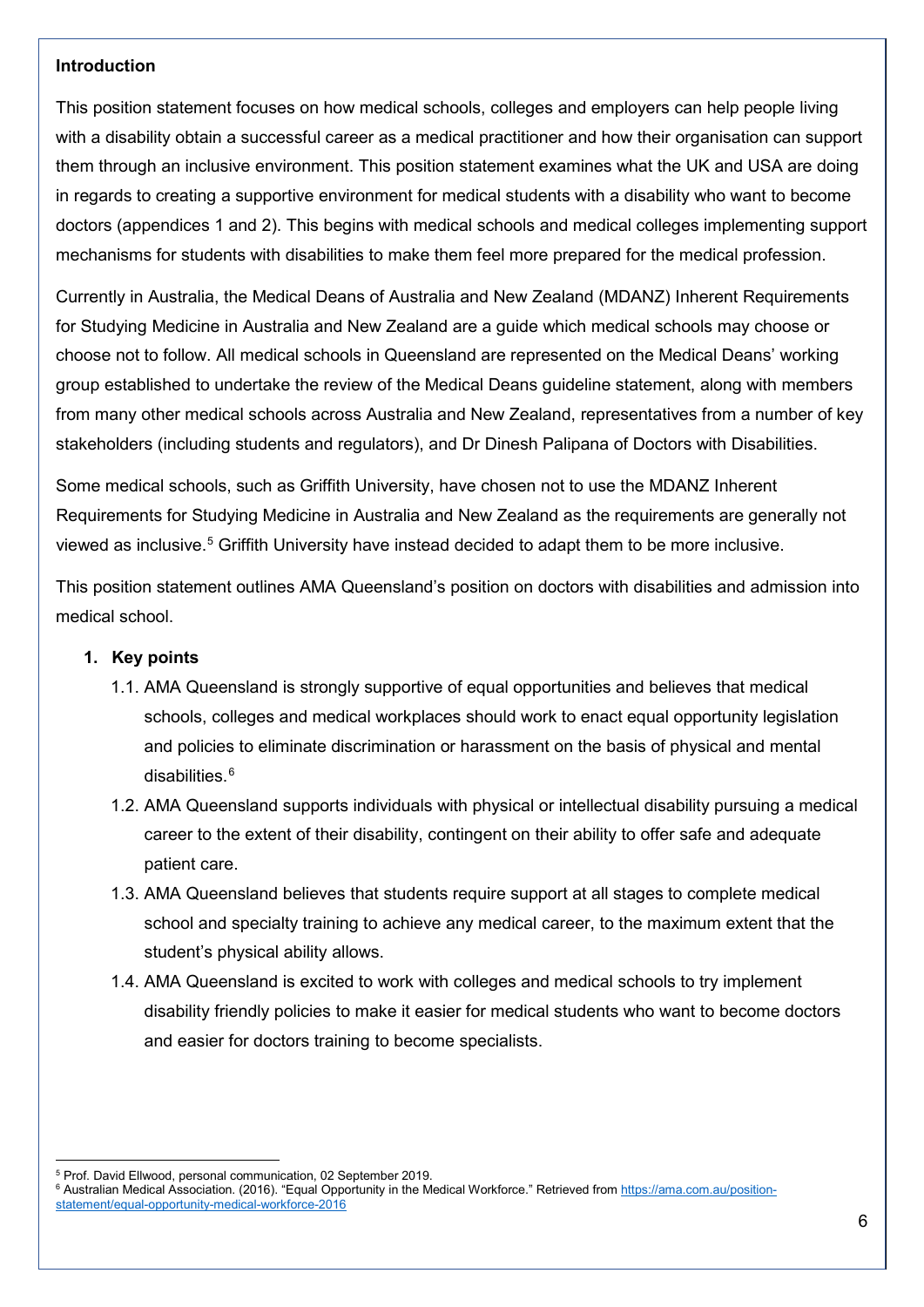## Introduction

This position statement focuses on how medical schools, colleges and employers can help people living with a disability obtain a successful career as a medical practitioner and how their organisation can support them through an inclusive environment. This position statement examines what the UK and USA are doing in regards to creating a supportive environment for medical students with a disability who want to become doctors (appendices 1 and 2). This begins with medical schools and medical colleges implementing support mechanisms for students with disabilities to make them feel more prepared for the medical profession.

Currently in Australia, the Medical Deans of Australia and New Zealand (MDANZ) Inherent Requirements for Studying Medicine in Australia and New Zealand are a guide which medical schools may choose or choose not to follow. All medical schools in Queensland are represented on the Medical Deans' working group established to undertake the review of the Medical Deans guideline statement, along with members from many other medical schools across Australia and New Zealand, representatives from a number of key stakeholders (including students and regulators), and Dr Dinesh Palipana of Doctors with Disabilities.

Some medical schools, such as Griffith University, have chosen not to use the MDANZ Inherent Requirements for Studying Medicine in Australia and New Zealand as the requirements are generally not viewed as inclusive.[5] Griffith University have instead decided to adapt them to be more inclusive.

This position statement outlines AMA Queensland's position on doctors with disabilities and admission into medical school.

1. **Key points**
   1.1. AMA Queensland is strongly supportive of equal opportunities and believes that medical schools, colleges and medical workplaces should work to enact equal opportunity legislation and policies to eliminate discrimination or harassment on the basis of physical and mental disabilities.[6]

   1.2. AMA Queensland supports individuals with physical or intellectual disability pursuing a medical career to the extent of their disability, contingent on their ability to offer safe and adequate patient care.

   1.3. AMA Queensland believes that students require support at all stages to complete medical school and specialty training to achieve any medical career, to the maximum extent that the student's physical ability allows.

   1.4. AMA Queensland is excited to work with colleges and medical schools to try implement disability friendly policies to make it easier for medical students who want to become doctors and easier for doctors training to become specialists.

---

[5] Prof. David Ellwood, personal communication, 02 September 2019.

[6] Australian Medical Association. (2016). "Equal Opportunity in the Medical Workforce." Retrieved from https://ama.com.au/position-statement/equal-opportunity-medical-workforce-2016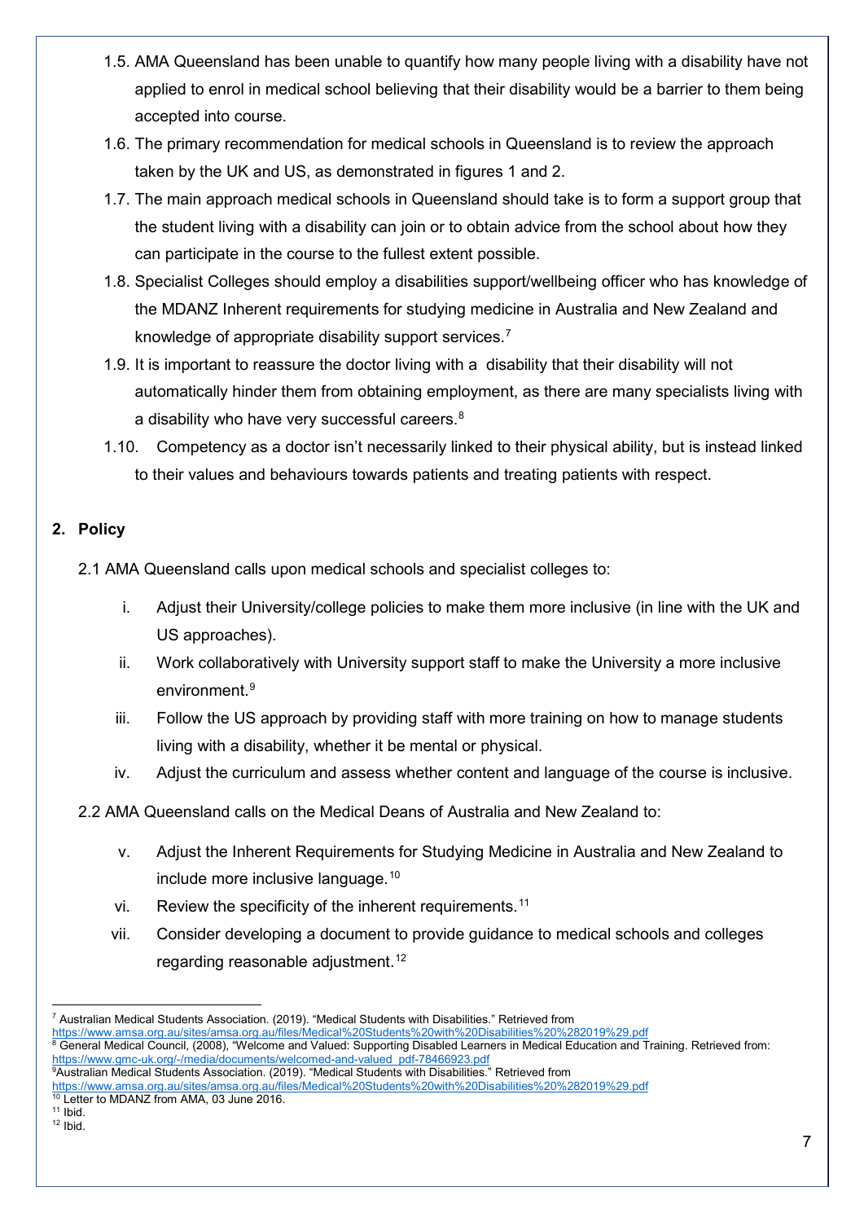1.5. AMA Queensland has been unable to quantify how many people living with a disability have not applied to enrol in medical school believing that their disability would be a barrier to them being accepted into course.

1.6. The primary recommendation for medical schools in Queensland is to review the approach taken by the UK and US, as demonstrated in figures 1 and 2.

1.7. The main approach medical schools in Queensland should take is to form a support group that the student living with a disability can join or to obtain advice from the school about how they can participate in the course to the fullest extent possible.

1.8. Specialist Colleges should employ a disabilities support/wellbeing officer who has knowledge of the MDANZ Inherent requirements for studying medicine in Australia and New Zealand and knowledge of appropriate disability support services.[7]

1.9. It is important to reassure the doctor living with a disability that their disability will not automatically hinder them from obtaining employment, as there are many specialists living with a disability who have very successful careers.[8]

1.10. Competency as a doctor isn't necessarily linked to their physical ability, but is instead linked to their values and behaviours towards patients and treating patients with respect.

## 2. Policy

2.1 AMA Queensland calls upon medical schools and specialist colleges to:

i. Adjust their University/college policies to make them more inclusive (in line with the UK and US approaches).

ii. Work collaboratively with University support staff to make the University a more inclusive environment.[9]

iii. Follow the US approach by providing staff with more training on how to manage students living with a disability, whether it be mental or physical.

iv. Adjust the curriculum and assess whether content and language of the course is inclusive.

2.2 AMA Queensland calls on the Medical Deans of Australia and New Zealand to:

v. Adjust the Inherent Requirements for Studying Medicine in Australia and New Zealand to include more inclusive language.[10]

vi. Review the specificity of the inherent requirements.[11]

vii. Consider developing a document to provide guidance to medical schools and colleges regarding reasonable adjustment.[12]

---

[7] Australian Medical Students Association. (2019). "Medical Students with Disabilities." Retrieved from https://www.amsa.org.au/sites/amsa.org.au/files/Medical%20Students%20with%20Disabilities%20%282019%29.pdf

[8] General Medical Council, (2008), "Welcome and Valued: Supporting Disabled Learners in Medical Education and Training. Retrieved from: https://www.gmc-uk.org/-/media/documents/welcomed-and-valued_pdf-78466923.pdf

[9] Australian Medical Students Association. (2019). "Medical Students with Disabilities." Retrieved from https://www.amsa.org.au/sites/amsa.org.au/files/Medical%20Students%20with%20Disabilities%20%282019%29.pdf

[10] Letter to MDANZ from AMA, 03 June 2016.

[11] Ibid.

[12] Ibid.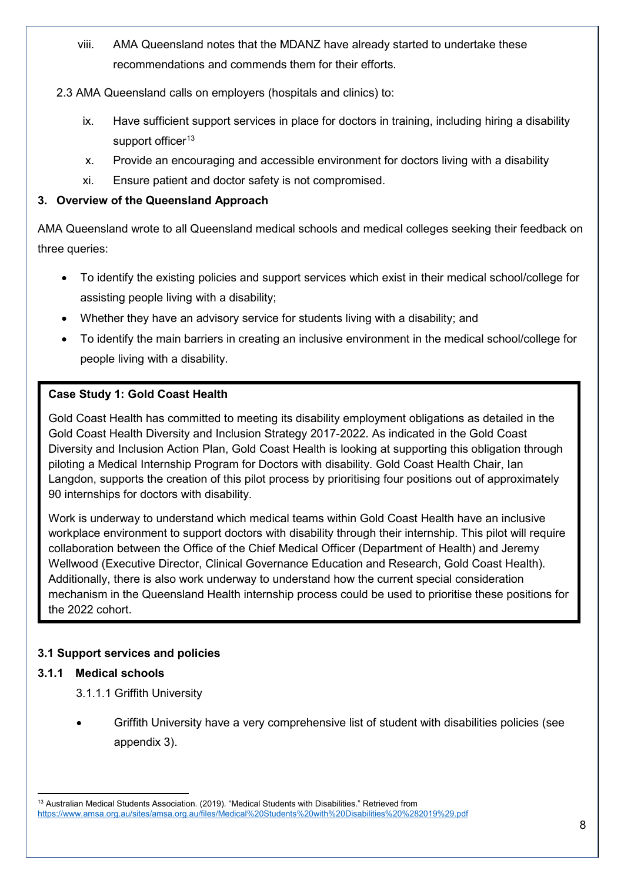viii. AMA Queensland notes that the MDANZ have already started to undertake these recommendations and commends them for their efforts.

2.3 AMA Queensland calls on employers (hospitals and clinics) to:

ix. Have sufficient support services in place for doctors in training, including hiring a disability support officer[13]

x. Provide an encouraging and accessible environment for doctors living with a disability

xi. Ensure patient and doctor safety is not compromised.

## 3. Overview of the Queensland Approach

AMA Queensland wrote to all Queensland medical schools and medical colleges seeking their feedback on three queries:

- To identify the existing policies and support services which exist in their medical school/college for assisting people living with a disability;
- Whether they have an advisory service for students living with a disability; and
- To identify the main barriers in creating an inclusive environment in the medical school/college for people living with a disability.

> **Case Study 1: Gold Coast Health**
>
> Gold Coast Health has committed to meeting its disability employment obligations as detailed in the Gold Coast Health Diversity and Inclusion Strategy 2017-2022. As indicated in the Gold Coast Diversity and Inclusion Action Plan, Gold Coast Health is looking at supporting this obligation through piloting a Medical Internship Program for Doctors with disability. Gold Coast Health Chair, Ian Langdon, supports the creation of this pilot process by prioritising four positions out of approximately 90 internships for doctors with disability.
>
> Work is underway to understand which medical teams within Gold Coast Health have an inclusive workplace environment to support doctors with disability through their internship. This pilot will require collaboration between the Office of the Chief Medical Officer (Department of Health) and Jeremy Wellwood (Executive Director, Clinical Governance Education and Research, Gold Coast Health). Additionally, there is also work underway to understand how the current special consideration mechanism in the Queensland Health internship process could be used to prioritise these positions for the 2022 cohort.

### 3.1 Support services and policies

#### 3.1.1 Medical schools

3.1.1.1 Griffith University

- Griffith University have a very comprehensive list of student with disabilities policies (see appendix 3).

---

[13] Australian Medical Students Association. (2019). "Medical Students with Disabilities." Retrieved from https://www.amsa.org.au/sites/amsa.org.au/files/Medical%20Students%20with%20Disabilities%20%282019%29.pdf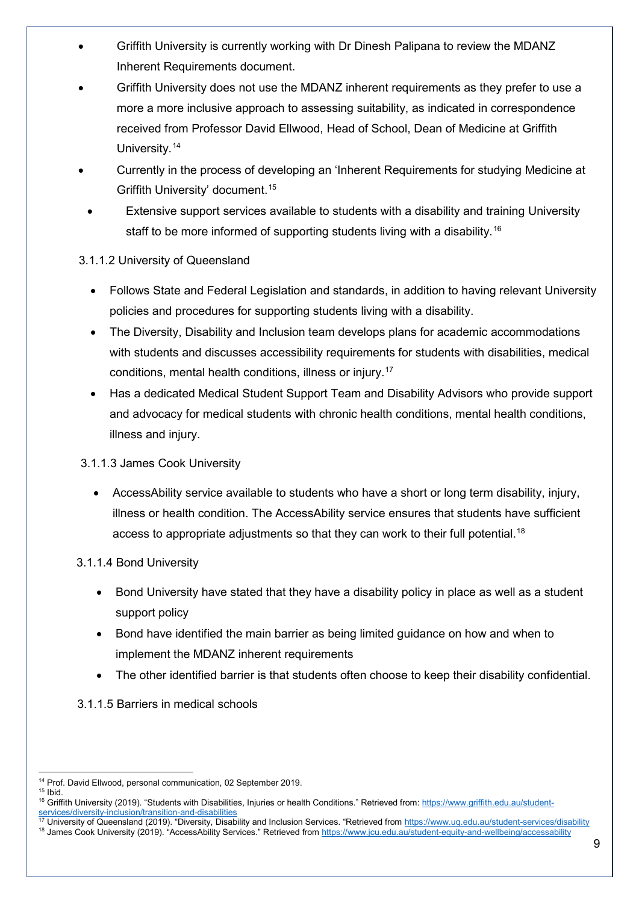- Griffith University is currently working with Dr Dinesh Palipana to review the MDANZ Inherent Requirements document.
- Griffith University does not use the MDANZ inherent requirements as they prefer to use a more a more inclusive approach to assessing suitability, as indicated in correspondence received from Professor David Ellwood, Head of School, Dean of Medicine at Griffith University.[14]
- Currently in the process of developing an 'Inherent Requirements for studying Medicine at Griffith University' document.[15]
- Extensive support services available to students with a disability and training University staff to be more informed of supporting students living with a disability.[16]

#### 3.1.1.2 University of Queensland

- Follows State and Federal Legislation and standards, in addition to having relevant University policies and procedures for supporting students living with a disability.
- The Diversity, Disability and Inclusion team develops plans for academic accommodations with students and discusses accessibility requirements for students with disabilities, medical conditions, mental health conditions, illness or injury.[17]
- Has a dedicated Medical Student Support Team and Disability Advisors who provide support and advocacy for medical students with chronic health conditions, mental health conditions, illness and injury.

#### 3.1.1.3 James Cook University

- AccessAbility service available to students who have a short or long term disability, injury, illness or health condition. The AccessAbility service ensures that students have sufficient access to appropriate adjustments so that they can work to their full potential.[18]

#### 3.1.1.4 Bond University

- Bond University have stated that they have a disability policy in place as well as a student support policy
- Bond have identified the main barrier as being limited guidance on how and when to implement the MDANZ inherent requirements
- The other identified barrier is that students often choose to keep their disability confidential.

#### 3.1.1.5 Barriers in medical schools

---

[14] Prof. David Ellwood, personal communication, 02 September 2019.

[15] Ibid.

[16] Griffith University (2019). "Students with Disabilities, Injuries or health Conditions." Retrieved from: https://www.griffith.edu.au/student-services/diversity-inclusion/transition-and-disabilities

[17] University of Queensland (2019). "Diversity, Disability and Inclusion Services. "Retrieved from https://www.uq.edu.au/student-services/disability

[18] James Cook University (2019). "AccessAbility Services." Retrieved from https://www.jcu.edu.au/student-equity-and-wellbeing/accessability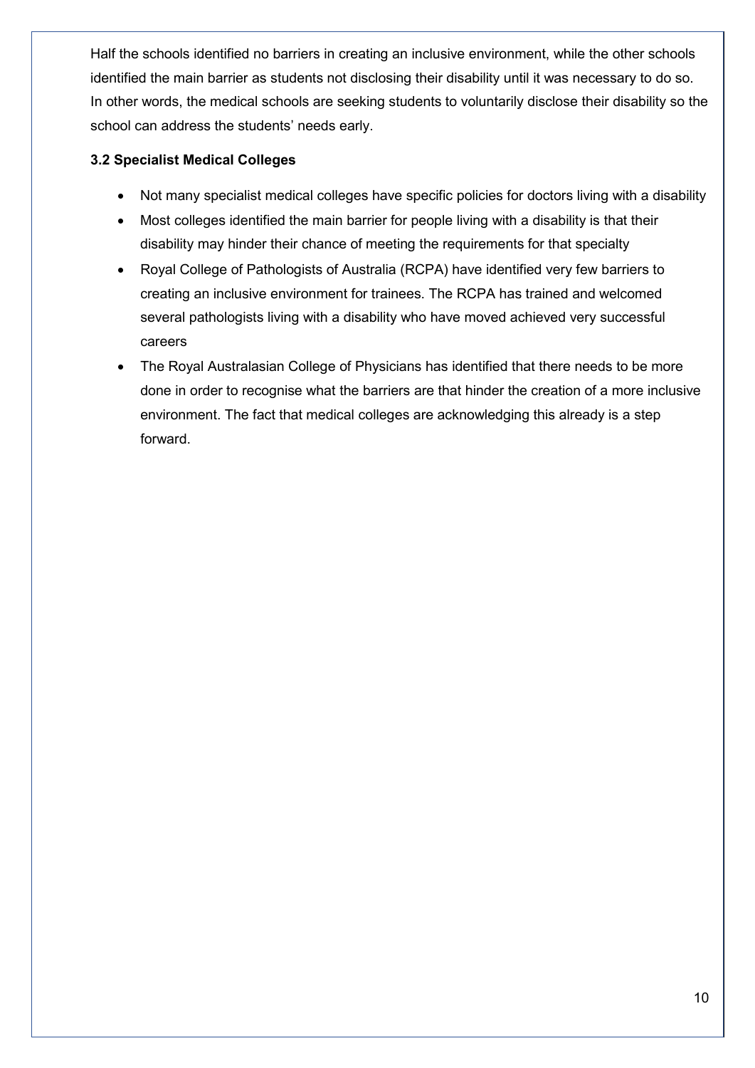Half the schools identified no barriers in creating an inclusive environment, while the other schools identified the main barrier as students not disclosing their disability until it was necessary to do so. In other words, the medical schools are seeking students to voluntarily disclose their disability so the school can address the students' needs early.

### 3.2 Specialist Medical Colleges

- Not many specialist medical colleges have specific policies for doctors living with a disability
- Most colleges identified the main barrier for people living with a disability is that their disability may hinder their chance of meeting the requirements for that specialty
- Royal College of Pathologists of Australia (RCPA) have identified very few barriers to creating an inclusive environment for trainees. The RCPA has trained and welcomed several pathologists living with a disability who have moved achieved very successful careers
- The Royal Australasian College of Physicians has identified that there needs to be more done in order to recognise what the barriers are that hinder the creation of a more inclusive environment. The fact that medical colleges are acknowledging this already is a step forward.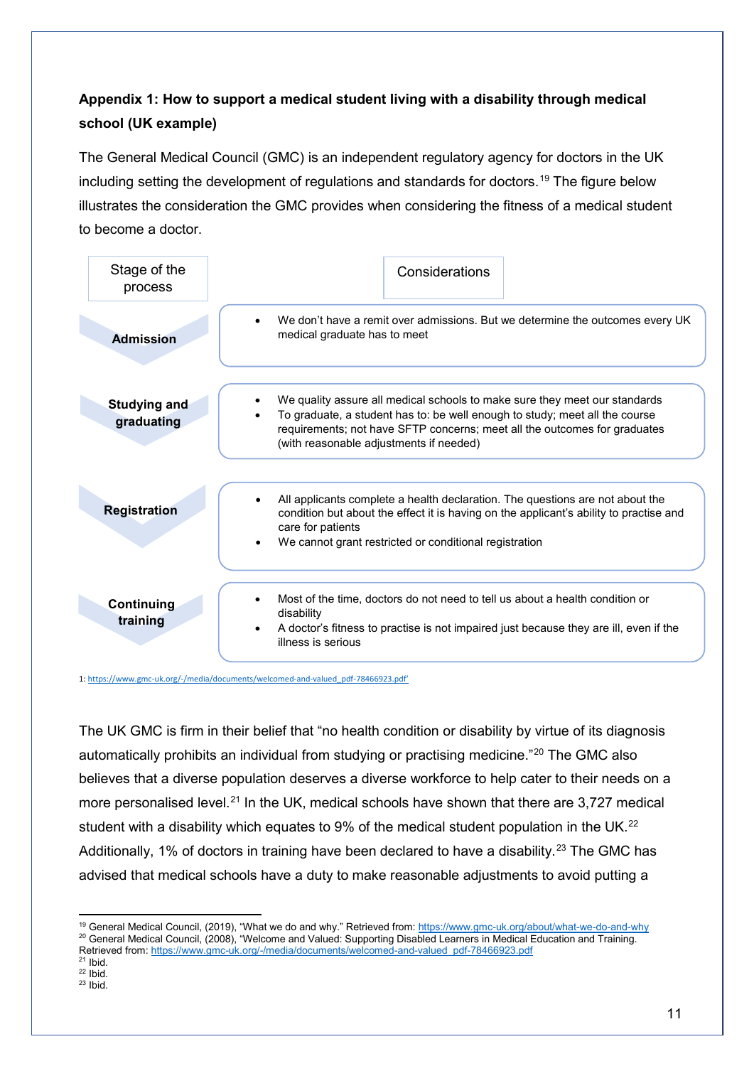**Appendix 1: How to support a medical student living with a disability through medical school (UK example)**

The General Medical Council (GMC) is an independent regulatory agency for doctors in the UK including setting the development of regulations and standards for doctors.[19] The figure below illustrates the consideration the GMC provides when considering the fitness of a medical student to become a doctor.

| Stage of the process | Considerations |
| --- | --- |
| **Admission** | • We don't have a remit over admissions. But we determine the outcomes every UK medical graduate has to meet |
| **Studying and graduating** | • We quality assure all medical schools to make sure they meet our standards<br>• To graduate, a student has to: be well enough to study; meet all the course requirements; not have SFTP concerns; meet all the outcomes for graduates (with reasonable adjustments if needed) |
| **Registration** | • All applicants complete a health declaration. The questions are not about the condition but about the effect it is having on the applicant's ability to practise and care for patients<br>• We cannot grant restricted or conditional registration |
| **Continuing training** | • Most of the time, doctors do not need to tell us about a health condition or disability<br>• A doctor's fitness to practise is not impaired just because they are ill, even if the illness is serious |

1: https://www.gmc-uk.org/-/media/documents/welcomed-and-valued_pdf-78466923.pdf'

The UK GMC is firm in their belief that "no health condition or disability by virtue of its diagnosis automatically prohibits an individual from studying or practising medicine."[20] The GMC also believes that a diverse population deserves a diverse workforce to help cater to their needs on a more personalised level.[21] In the UK, medical schools have shown that there are 3,727 medical student with a disability which equates to 9% of the medical student population in the UK.[22] Additionally, 1% of doctors in training have been declared to have a disability.[23] The GMC has advised that medical schools have a duty to make reasonable adjustments to avoid putting a

---

[19] General Medical Council, (2019), "What we do and why." Retrieved from: https://www.gmc-uk.org/about/what-we-do-and-why

[20] General Medical Council, (2008), "Welcome and Valued: Supporting Disabled Learners in Medical Education and Training. Retrieved from: https://www.gmc-uk.org/-/media/documents/welcomed-and-valued_pdf-78466923.pdf

[21] Ibid.

[22] Ibid.

[23] Ibid.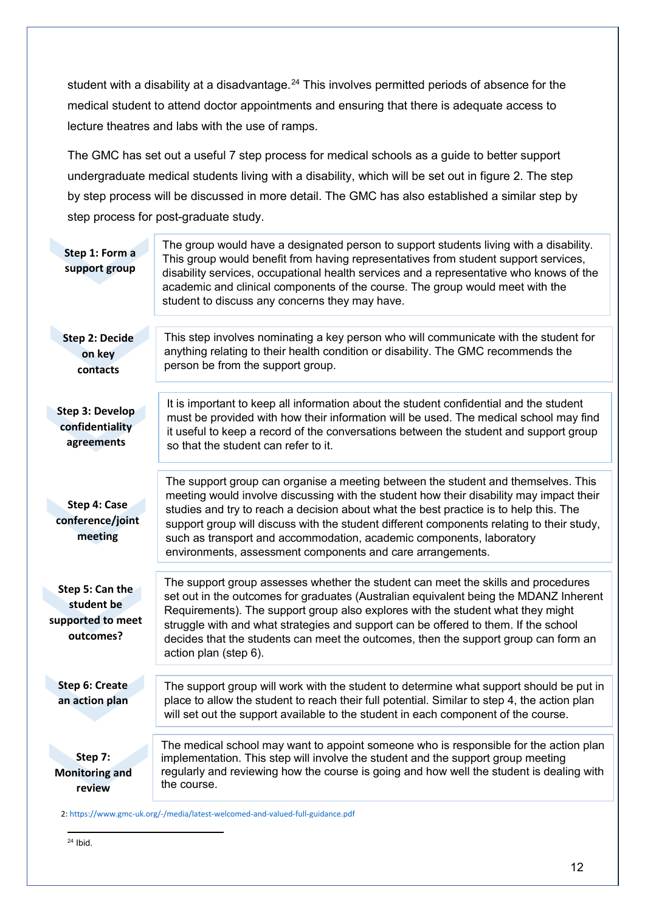student with a disability at a disadvantage.[24] This involves permitted periods of absence for the medical student to attend doctor appointments and ensuring that there is adequate access to lecture theatres and labs with the use of ramps.

The GMC has set out a useful 7 step process for medical schools as a guide to better support undergraduate medical students living with a disability, which will be set out in figure 2. The step by step process will be discussed in more detail. The GMC has also established a similar step by step process for post-graduate study.

| Step | Description |
|---|---|
| **Step 1: Form a support group** | The group would have a designated person to support students living with a disability. This group would benefit from having representatives from student support services, disability services, occupational health services and a representative who knows of the academic and clinical components of the course. The group would meet with the student to discuss any concerns they may have. |
| **Step 2: Decide on key contacts** | This step involves nominating a key person who will communicate with the student for anything relating to their health condition or disability. The GMC recommends the person be from the support group. |
| **Step 3: Develop confidentiality agreements** | It is important to keep all information about the student confidential and the student must be provided with how their information will be used. The medical school may find it useful to keep a record of the conversations between the student and support group so that the student can refer to it. |
| **Step 4: Case conference/joint meeting** | The support group can organise a meeting between the student and themselves. This meeting would involve discussing with the student how their disability may impact their studies and try to reach a decision about what the best practice is to help this. The support group will discuss with the student different components relating to their study, such as transport and accommodation, academic components, laboratory environments, assessment components and care arrangements. |
| **Step 5: Can the student be supported to meet outcomes?** | The support group assesses whether the student can meet the skills and procedures set out in the outcomes for graduates (Australian equivalent being the MDANZ Inherent Requirements). The support group also explores with the student what they might struggle with and what strategies and support can be offered to them. If the school decides that the students can meet the outcomes, then the support group can form an action plan (step 6). |
| **Step 6: Create an action plan** | The support group will work with the student to determine what support should be put in place to allow the student to reach their full potential. Similar to step 4, the action plan will set out the support available to the student in each component of the course. |
| **Step 7: Monitoring and review** | The medical school may want to appoint someone who is responsible for the action plan implementation. This step will involve the student and the support group meeting regularly and reviewing how the course is going and how well the student is dealing with the course. |

2: https://www.gmc-uk.org/-/media/latest-welcomed-and-valued-full-guidance.pdf

[24] Ibid.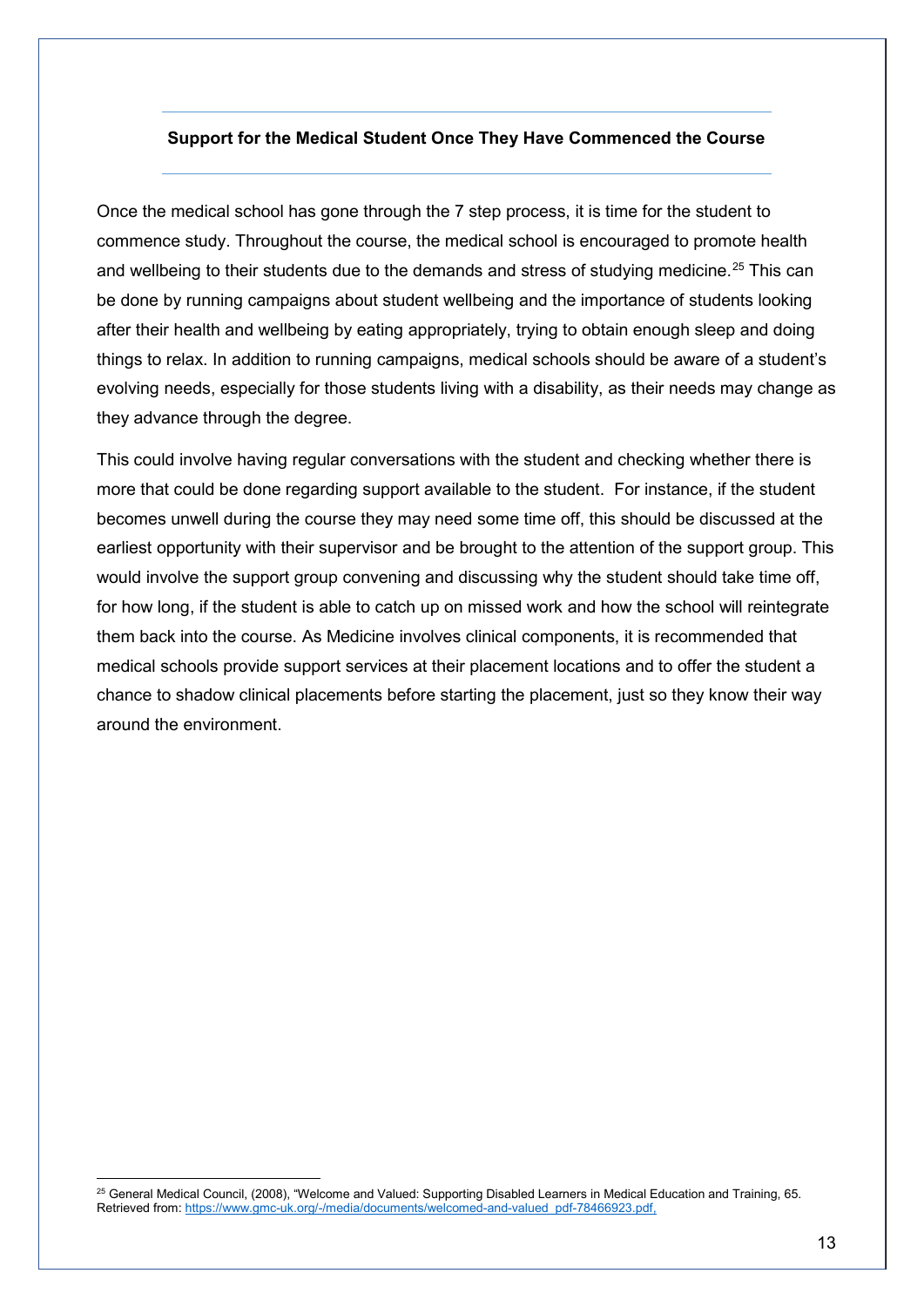## Support for the Medical Student Once They Have Commenced the Course

Once the medical school has gone through the 7 step process, it is time for the student to commence study. Throughout the course, the medical school is encouraged to promote health and wellbeing to their students due to the demands and stress of studying medicine.[25] This can be done by running campaigns about student wellbeing and the importance of students looking after their health and wellbeing by eating appropriately, trying to obtain enough sleep and doing things to relax. In addition to running campaigns, medical schools should be aware of a student's evolving needs, especially for those students living with a disability, as their needs may change as they advance through the degree.

This could involve having regular conversations with the student and checking whether there is more that could be done regarding support available to the student. For instance, if the student becomes unwell during the course they may need some time off, this should be discussed at the earliest opportunity with their supervisor and be brought to the attention of the support group. This would involve the support group convening and discussing why the student should take time off, for how long, if the student is able to catch up on missed work and how the school will reintegrate them back into the course. As Medicine involves clinical components, it is recommended that medical schools provide support services at their placement locations and to offer the student a chance to shadow clinical placements before starting the placement, just so they know their way around the environment.

---

[25] General Medical Council, (2008), "Welcome and Valued: Supporting Disabled Learners in Medical Education and Training, 65. Retrieved from: https://www.gmc-uk.org/-/media/documents/welcomed-and-valued_pdf-78466923.pdf.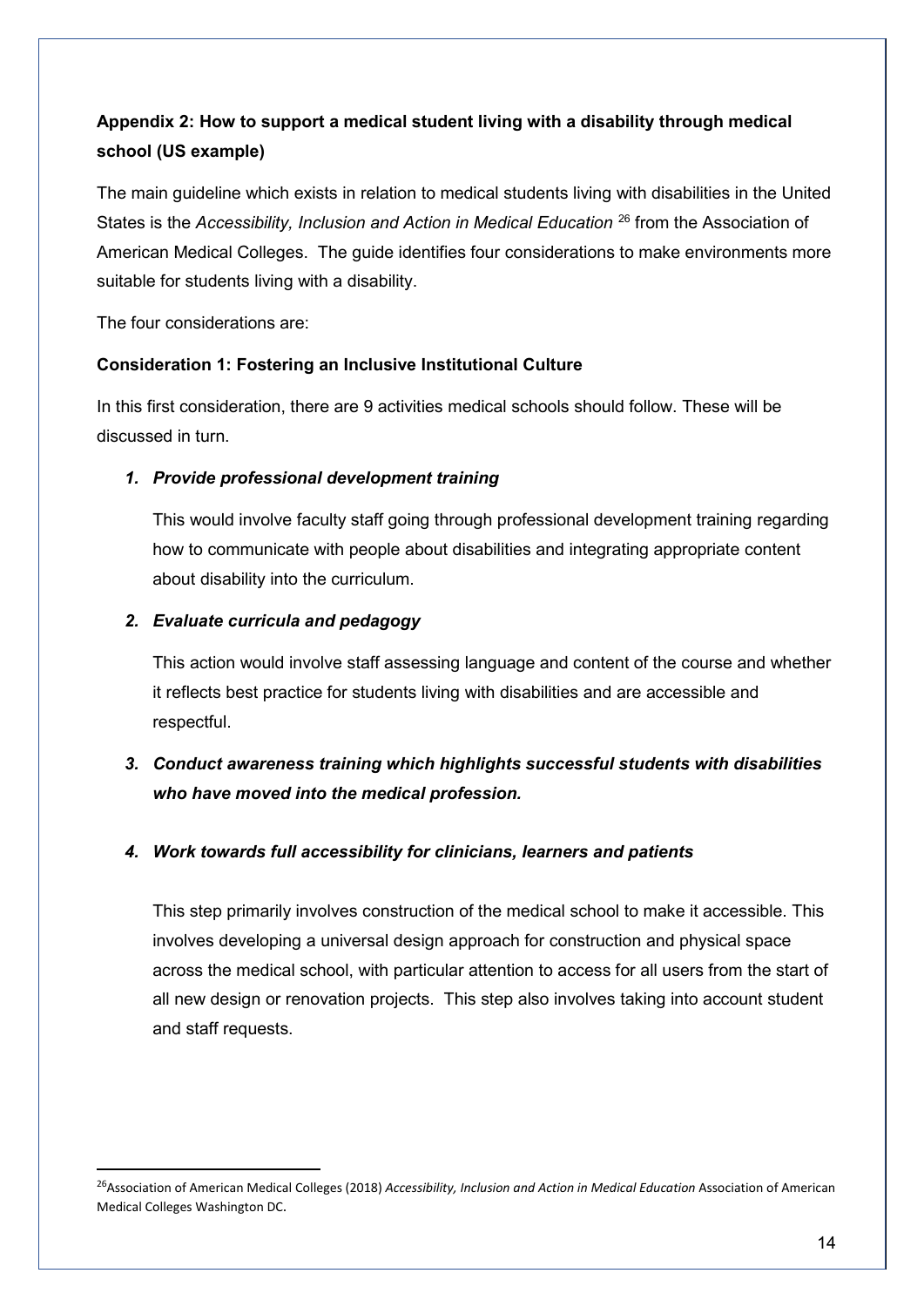## Appendix 2: How to support a medical student living with a disability through medical school (US example)

The main guideline which exists in relation to medical students living with disabilities in the United States is the *Accessibility, Inclusion and Action in Medical Education* [26] from the Association of American Medical Colleges. The guide identifies four considerations to make environments more suitable for students living with a disability.

The four considerations are:

### Consideration 1: Fostering an Inclusive Institutional Culture

In this first consideration, there are 9 activities medical schools should follow. These will be discussed in turn.

1. ***Provide professional development training***

   This would involve faculty staff going through professional development training regarding how to communicate with people about disabilities and integrating appropriate content about disability into the curriculum.

2. ***Evaluate curricula and pedagogy***

   This action would involve staff assessing language and content of the course and whether it reflects best practice for students living with disabilities and are accessible and respectful.

3. ***Conduct awareness training which highlights successful students with disabilities who have moved into the medical profession.***

4. ***Work towards full accessibility for clinicians, learners and patients***

   This step primarily involves construction of the medical school to make it accessible. This involves developing a universal design approach for construction and physical space across the medical school, with particular attention to access for all users from the start of all new design or renovation projects. This step also involves taking into account student and staff requests.

---

[26] Association of American Medical Colleges (2018) *Accessibility, Inclusion and Action in Medical Education* Association of American Medical Colleges Washington DC.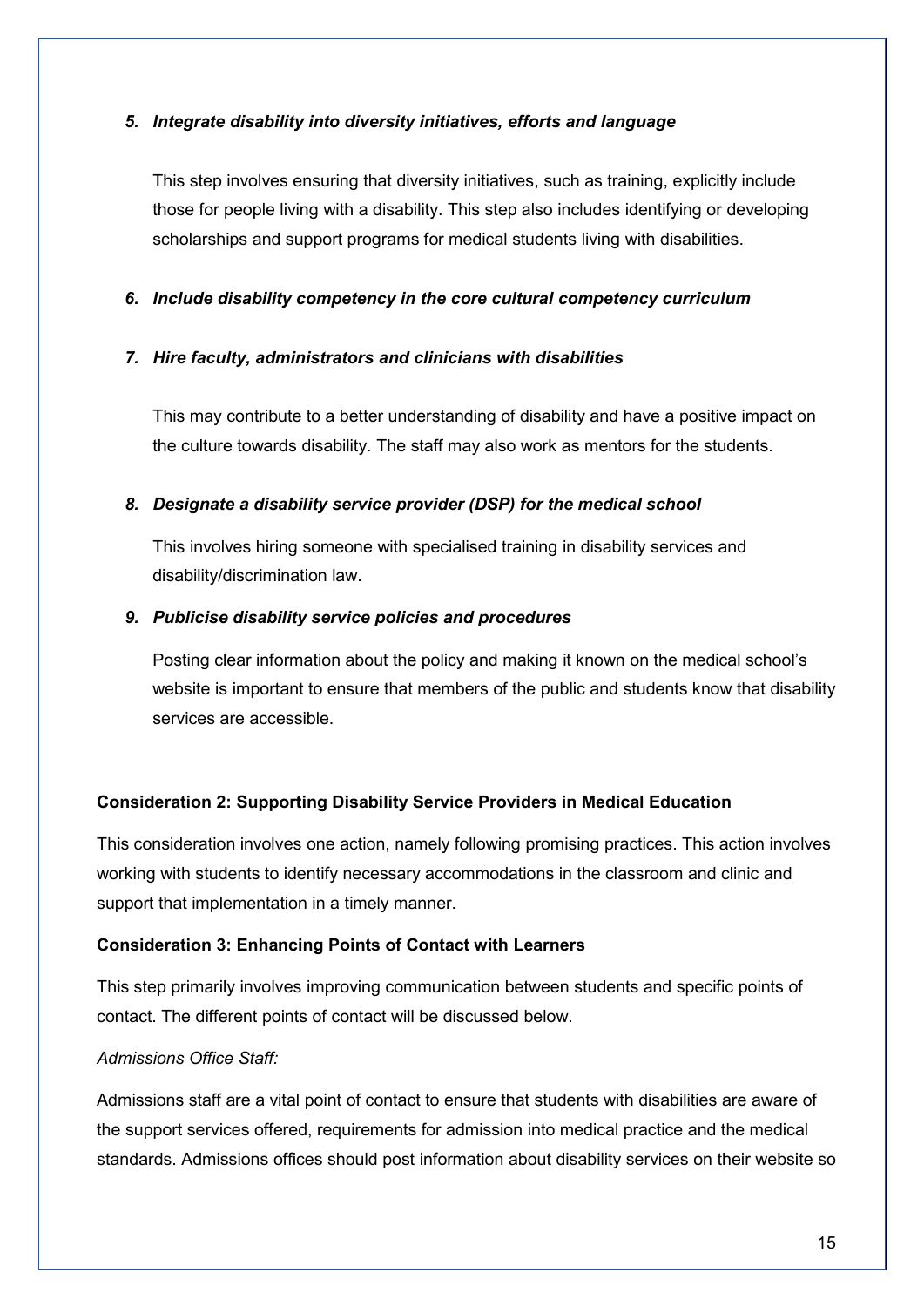5. ***Integrate disability into diversity initiatives, efforts and language***

   This step involves ensuring that diversity initiatives, such as training, explicitly include those for people living with a disability. This step also includes identifying or developing scholarships and support programs for medical students living with disabilities.

6. ***Include disability competency in the core cultural competency curriculum***

7. ***Hire faculty, administrators and clinicians with disabilities***

   This may contribute to a better understanding of disability and have a positive impact on the culture towards disability. The staff may also work as mentors for the students.

8. ***Designate a disability service provider (DSP) for the medical school***

   This involves hiring someone with specialised training in disability services and disability/discrimination law.

9. ***Publicise disability service policies and procedures***

   Posting clear information about the policy and making it known on the medical school's website is important to ensure that members of the public and students know that disability services are accessible.

**Consideration 2: Supporting Disability Service Providers in Medical Education**

This consideration involves one action, namely following promising practices. This action involves working with students to identify necessary accommodations in the classroom and clinic and support that implementation in a timely manner.

**Consideration 3: Enhancing Points of Contact with Learners**

This step primarily involves improving communication between students and specific points of contact. The different points of contact will be discussed below.

*Admissions Office Staff:*

Admissions staff are a vital point of contact to ensure that students with disabilities are aware of the support services offered, requirements for admission into medical practice and the medical standards. Admissions offices should post information about disability services on their website so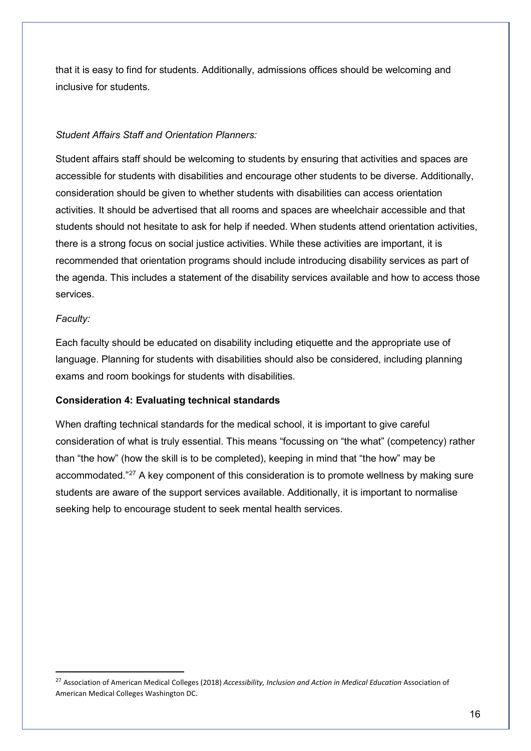that it is easy to find for students. Additionally, admissions offices should be welcoming and inclusive for students.

*Student Affairs Staff and Orientation Planners:*

Student affairs staff should be welcoming to students by ensuring that activities and spaces are accessible for students with disabilities and encourage other students to be diverse. Additionally, consideration should be given to whether students with disabilities can access orientation activities. It should be advertised that all rooms and spaces are wheelchair accessible and that students should not hesitate to ask for help if needed. When students attend orientation activities, there is a strong focus on social justice activities. While these activities are important, it is recommended that orientation programs should include introducing disability services as part of the agenda. This includes a statement of the disability services available and how to access those services.

*Faculty:*

Each faculty should be educated on disability including etiquette and the appropriate use of language. Planning for students with disabilities should also be considered, including planning exams and room bookings for students with disabilities.

**Consideration 4: Evaluating technical standards**

When drafting technical standards for the medical school, it is important to give careful consideration of what is truly essential. This means "focussing on "the what" (competency) rather than "the how" (how the skill is to be completed), keeping in mind that "the how" may be accommodated."[27] A key component of this consideration is to promote wellness by making sure students are aware of the support services available. Additionally, it is important to normalise seeking help to encourage student to seek mental health services.

---

[27] Association of American Medical Colleges (2018) *Accessibility, Inclusion and Action in Medical Education* Association of American Medical Colleges Washington DC.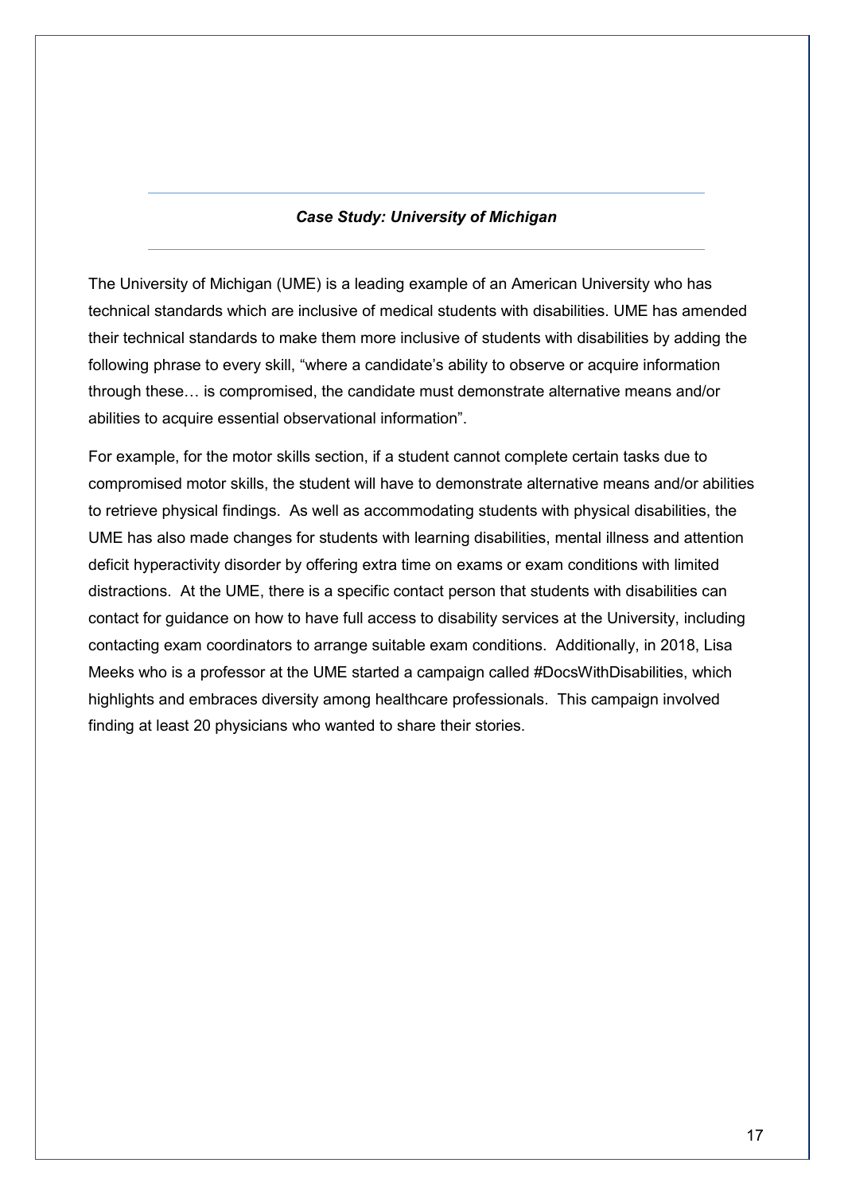***Case Study: University of Michigan***

The University of Michigan (UME) is a leading example of an American University who has technical standards which are inclusive of medical students with disabilities. UME has amended their technical standards to make them more inclusive of students with disabilities by adding the following phrase to every skill, "where a candidate's ability to observe or acquire information through these… is compromised, the candidate must demonstrate alternative means and/or abilities to acquire essential observational information".

For example, for the motor skills section, if a student cannot complete certain tasks due to compromised motor skills, the student will have to demonstrate alternative means and/or abilities to retrieve physical findings. As well as accommodating students with physical disabilities, the UME has also made changes for students with learning disabilities, mental illness and attention deficit hyperactivity disorder by offering extra time on exams or exam conditions with limited distractions. At the UME, there is a specific contact person that students with disabilities can contact for guidance on how to have full access to disability services at the University, including contacting exam coordinators to arrange suitable exam conditions. Additionally, in 2018, Lisa Meeks who is a professor at the UME started a campaign called #DocsWithDisabilities, which highlights and embraces diversity among healthcare professionals. This campaign involved finding at least 20 physicians who wanted to share their stories.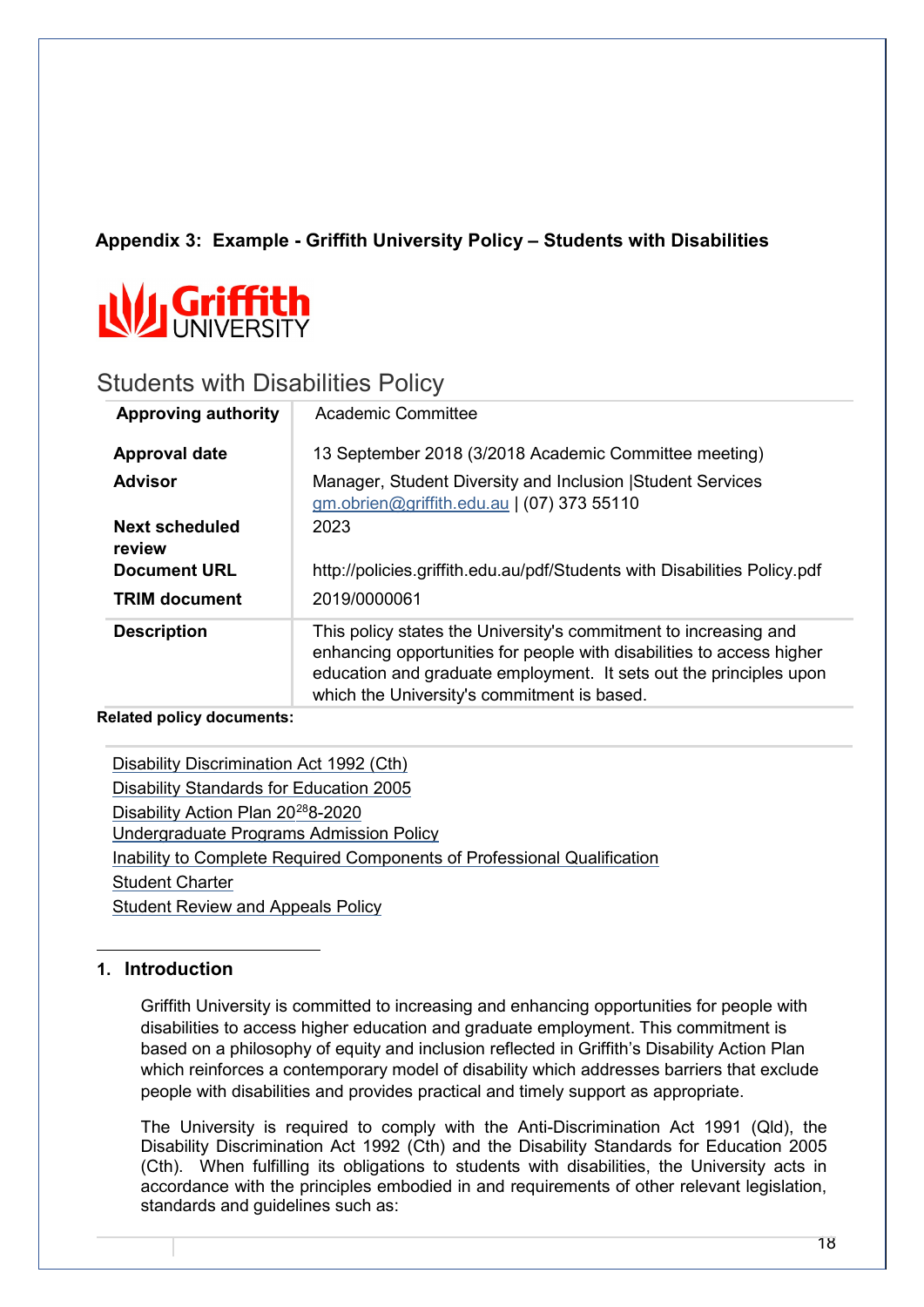**Appendix 3: Example - Griffith University Policy – Students with Disabilities**

Griffith UNIVERSITY

# Students with Disabilities Policy

| | |
|---|---|
| **Approving authority** | Academic Committee |
| **Approval date** | 13 September 2018 (3/2018 Academic Committee meeting) |
| **Advisor** | Manager, Student Diversity and Inclusion \|Student Services gm.obrien@griffith.edu.au \| (07) 373 55110 |
| **Next scheduled review** | 2023 |
| **Document URL** | http://policies.griffith.edu.au/pdf/Students with Disabilities Policy.pdf |
| **TRIM document** | 2019/0000061 |
| **Description** | This policy states the University's commitment to increasing and enhancing opportunities for people with disabilities to access higher education and graduate employment. It sets out the principles upon which the University's commitment is based. |

**Related policy documents:**

Disability Discrimination Act 1992 (Cth)
Disability Standards for Education 2005
Disability Action Plan 20[28]8-2020
Undergraduate Programs Admission Policy
Inability to Complete Required Components of Professional Qualification
Student Charter
Student Review and Appeals Policy

## 1. Introduction

Griffith University is committed to increasing and enhancing opportunities for people with disabilities to access higher education and graduate employment. This commitment is based on a philosophy of equity and inclusion reflected in Griffith's Disability Action Plan which reinforces a contemporary model of disability which addresses barriers that exclude people with disabilities and provides practical and timely support as appropriate.

The University is required to comply with the Anti-Discrimination Act 1991 (Qld), the Disability Discrimination Act 1992 (Cth) and the Disability Standards for Education 2005 (Cth). When fulfilling its obligations to students with disabilities, the University acts in accordance with the principles embodied in and requirements of other relevant legislation, standards and guidelines such as: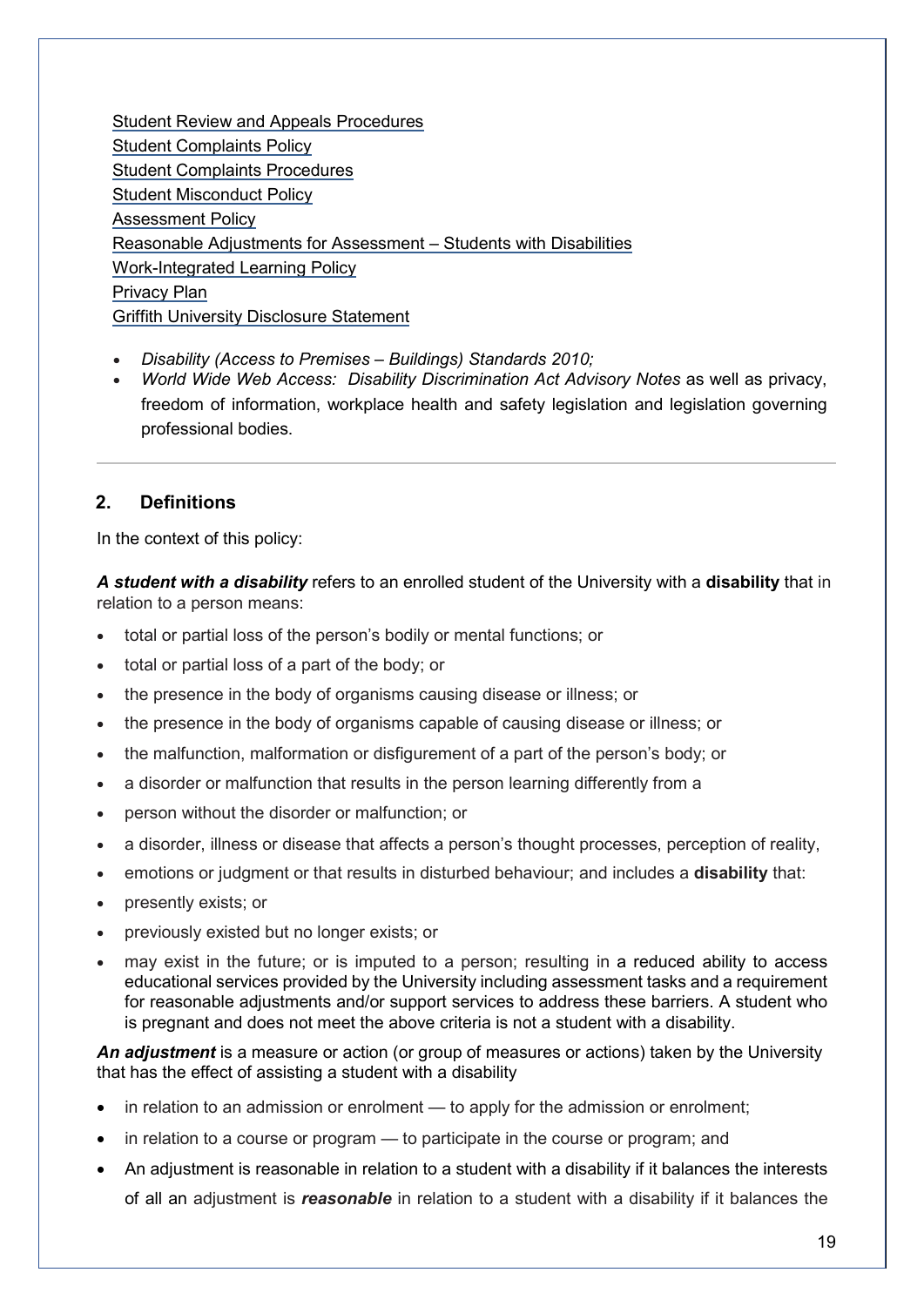Student Review and Appeals Procedures
Student Complaints Policy
Student Complaints Procedures
Student Misconduct Policy
Assessment Policy
Reasonable Adjustments for Assessment – Students with Disabilities
Work-Integrated Learning Policy
Privacy Plan
Griffith University Disclosure Statement

- *Disability (Access to Premises – Buildings) Standards 2010;*
- *World Wide Web Access: Disability Discrimination Act Advisory Notes* as well as privacy, freedom of information, workplace health and safety legislation and legislation governing professional bodies.

---

## 2. Definitions

In the context of this policy:

***A student with a disability*** refers to an enrolled student of the University with a **disability** that in relation to a person means:

- total or partial loss of the person's bodily or mental functions; or
- total or partial loss of a part of the body; or
- the presence in the body of organisms causing disease or illness; or
- the presence in the body of organisms capable of causing disease or illness; or
- the malfunction, malformation or disfigurement of a part of the person's body; or
- a disorder or malfunction that results in the person learning differently from a
- person without the disorder or malfunction; or
- a disorder, illness or disease that affects a person's thought processes, perception of reality,
- emotions or judgment or that results in disturbed behaviour; and includes a **disability** that:
- presently exists; or
- previously existed but no longer exists; or
- may exist in the future; or is imputed to a person; resulting in a reduced ability to access educational services provided by the University including assessment tasks and a requirement for reasonable adjustments and/or support services to address these barriers. A student who is pregnant and does not meet the above criteria is not a student with a disability.

***An adjustment*** is a measure or action (or group of measures or actions) taken by the University that has the effect of assisting a student with a disability

- in relation to an admission or enrolment — to apply for the admission or enrolment;
- in relation to a course or program — to participate in the course or program; and
- An adjustment is reasonable in relation to a student with a disability if it balances the interests of all an adjustment is ***reasonable*** in relation to a student with a disability if it balances the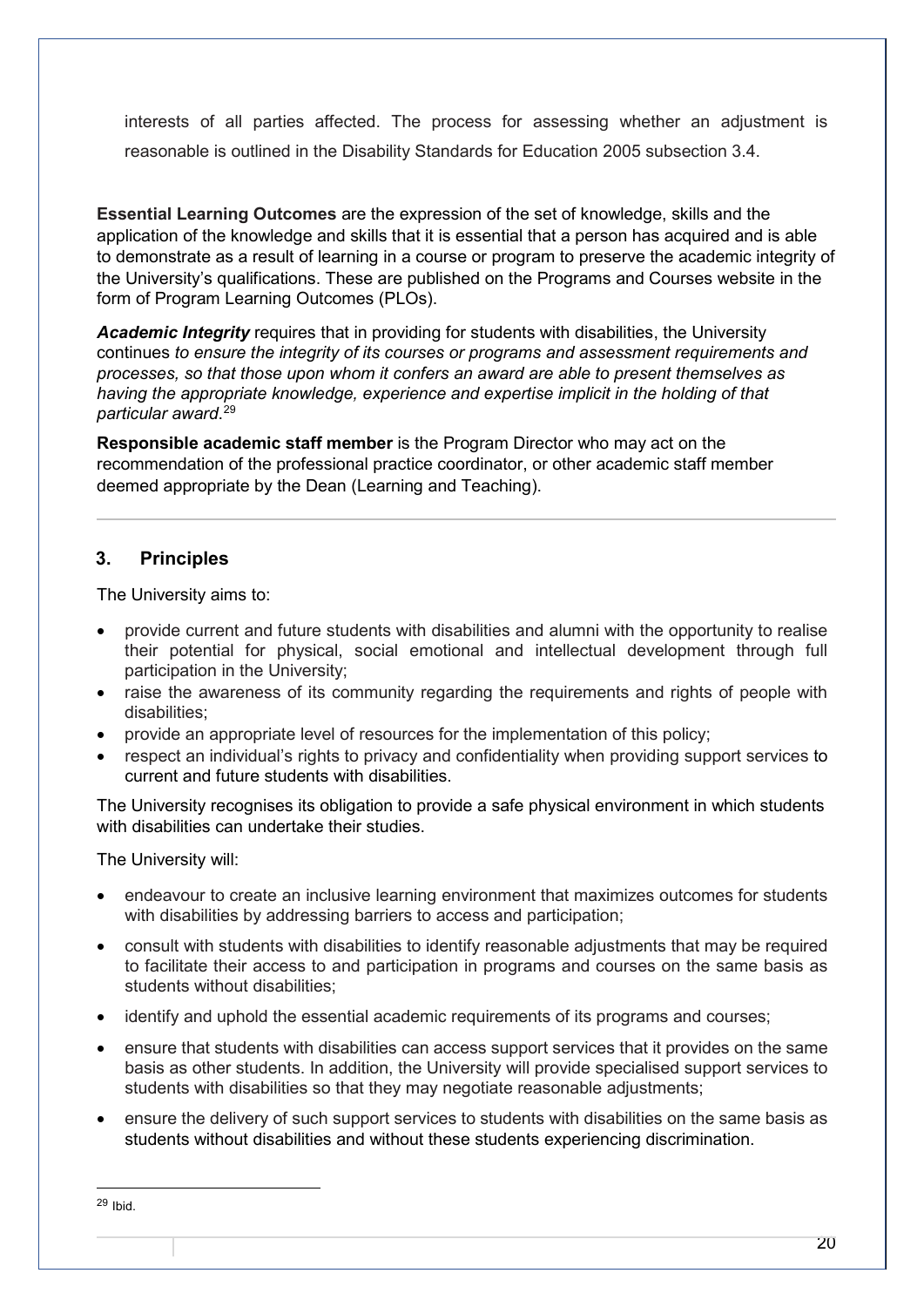interests of all parties affected. The process for assessing whether an adjustment is reasonable is outlined in the Disability Standards for Education 2005 subsection 3.4.

**Essential Learning Outcomes** are the expression of the set of knowledge, skills and the application of the knowledge and skills that it is essential that a person has acquired and is able to demonstrate as a result of learning in a course or program to preserve the academic integrity of the University's qualifications. These are published on the Programs and Courses website in the form of Program Learning Outcomes (PLOs).

***Academic Integrity*** requires that in providing for students with disabilities, the University continues *to ensure the integrity of its courses or programs and assessment requirements and processes, so that those upon whom it confers an award are able to present themselves as having the appropriate knowledge, experience and expertise implicit in the holding of that particular award.*[29]

**Responsible academic staff member** is the Program Director who may act on the recommendation of the professional practice coordinator, or other academic staff member deemed appropriate by the Dean (Learning and Teaching).

## 3. Principles

The University aims to:

- provide current and future students with disabilities and alumni with the opportunity to realise their potential for physical, social emotional and intellectual development through full participation in the University;
- raise the awareness of its community regarding the requirements and rights of people with disabilities;
- provide an appropriate level of resources for the implementation of this policy;
- respect an individual's rights to privacy and confidentiality when providing support services to current and future students with disabilities.

The University recognises its obligation to provide a safe physical environment in which students with disabilities can undertake their studies.

The University will:

- endeavour to create an inclusive learning environment that maximizes outcomes for students with disabilities by addressing barriers to access and participation;
- consult with students with disabilities to identify reasonable adjustments that may be required to facilitate their access to and participation in programs and courses on the same basis as students without disabilities;
- identify and uphold the essential academic requirements of its programs and courses;
- ensure that students with disabilities can access support services that it provides on the same basis as other students. In addition, the University will provide specialised support services to students with disabilities so that they may negotiate reasonable adjustments;
- ensure the delivery of such support services to students with disabilities on the same basis as students without disabilities and without these students experiencing discrimination.

---

[29] Ibid.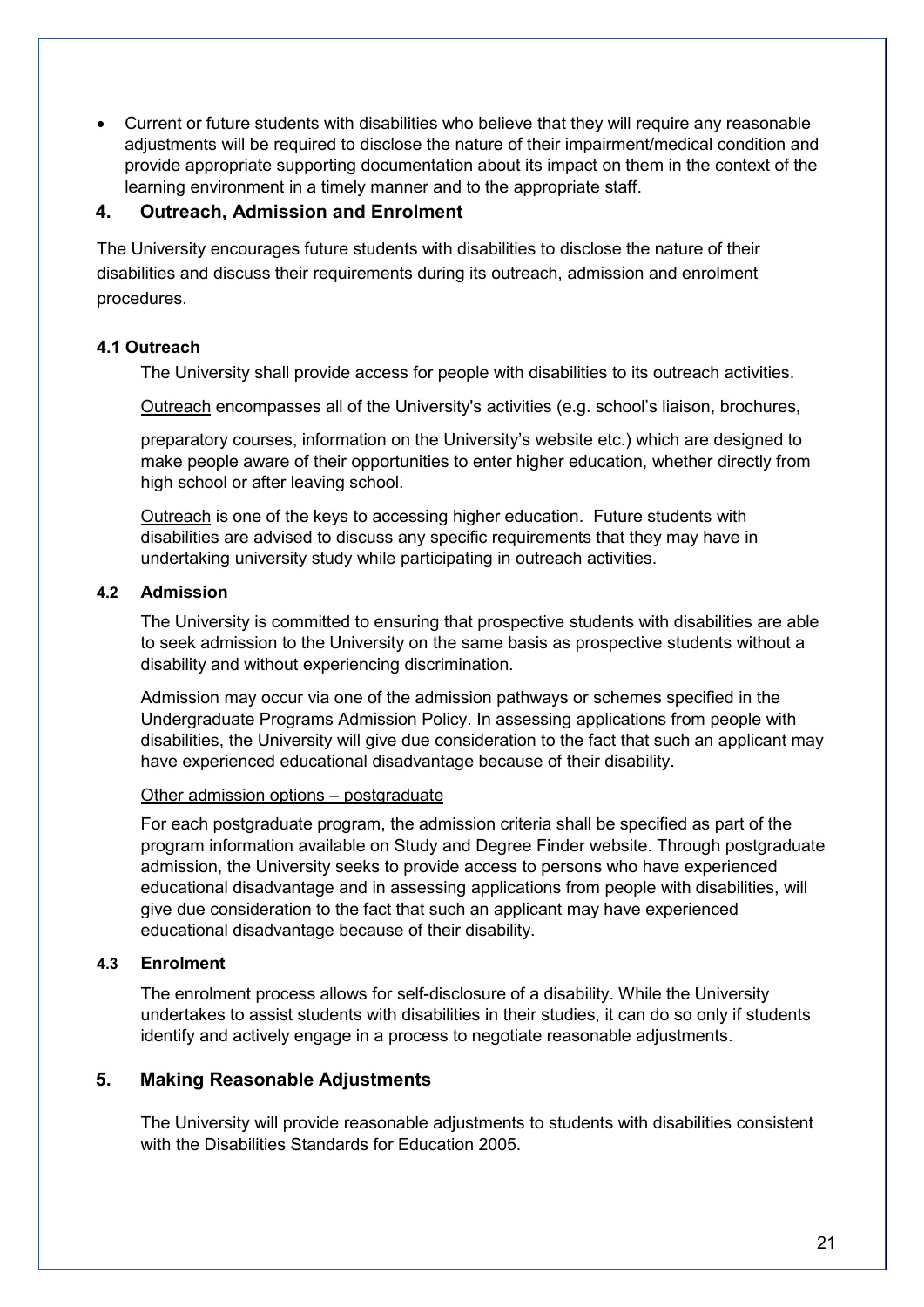- Current or future students with disabilities who believe that they will require any reasonable adjustments will be required to disclose the nature of their impairment/medical condition and provide appropriate supporting documentation about its impact on them in the context of the learning environment in a timely manner and to the appropriate staff.

## 4. Outreach, Admission and Enrolment

The University encourages future students with disabilities to disclose the nature of their disabilities and discuss their requirements during its outreach, admission and enrolment procedures.

### 4.1 Outreach

The University shall provide access for people with disabilities to its outreach activities.

Outreach encompasses all of the University's activities (e.g. school's liaison, brochures, preparatory courses, information on the University's website etc.) which are designed to make people aware of their opportunities to enter higher education, whether directly from high school or after leaving school.

Outreach is one of the keys to accessing higher education. Future students with disabilities are advised to discuss any specific requirements that they may have in undertaking university study while participating in outreach activities.

### 4.2 Admission

The University is committed to ensuring that prospective students with disabilities are able to seek admission to the University on the same basis as prospective students without a disability and without experiencing discrimination.

Admission may occur via one of the admission pathways or schemes specified in the Undergraduate Programs Admission Policy. In assessing applications from people with disabilities, the University will give due consideration to the fact that such an applicant may have experienced educational disadvantage because of their disability.

Other admission options – postgraduate

For each postgraduate program, the admission criteria shall be specified as part of the program information available on Study and Degree Finder website. Through postgraduate admission, the University seeks to provide access to persons who have experienced educational disadvantage and in assessing applications from people with disabilities, will give due consideration to the fact that such an applicant may have experienced educational disadvantage because of their disability.

### 4.3 Enrolment

The enrolment process allows for self-disclosure of a disability. While the University undertakes to assist students with disabilities in their studies, it can do so only if students identify and actively engage in a process to negotiate reasonable adjustments.

## 5. Making Reasonable Adjustments

The University will provide reasonable adjustments to students with disabilities consistent with the Disabilities Standards for Education 2005.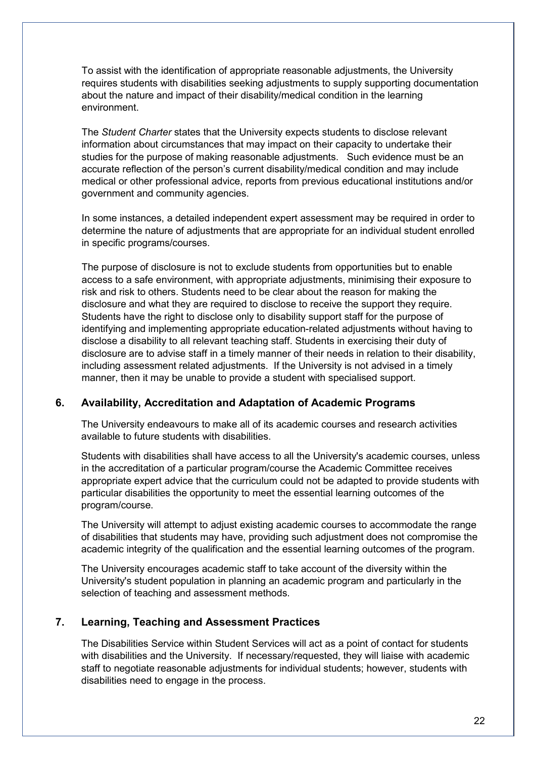To assist with the identification of appropriate reasonable adjustments, the University requires students with disabilities seeking adjustments to supply supporting documentation about the nature and impact of their disability/medical condition in the learning environment.

The *Student Charter* states that the University expects students to disclose relevant information about circumstances that may impact on their capacity to undertake their studies for the purpose of making reasonable adjustments. Such evidence must be an accurate reflection of the person's current disability/medical condition and may include medical or other professional advice, reports from previous educational institutions and/or government and community agencies.

In some instances, a detailed independent expert assessment may be required in order to determine the nature of adjustments that are appropriate for an individual student enrolled in specific programs/courses.

The purpose of disclosure is not to exclude students from opportunities but to enable access to a safe environment, with appropriate adjustments, minimising their exposure to risk and risk to others. Students need to be clear about the reason for making the disclosure and what they are required to disclose to receive the support they require. Students have the right to disclose only to disability support staff for the purpose of identifying and implementing appropriate education-related adjustments without having to disclose a disability to all relevant teaching staff. Students in exercising their duty of disclosure are to advise staff in a timely manner of their needs in relation to their disability, including assessment related adjustments. If the University is not advised in a timely manner, then it may be unable to provide a student with specialised support.

## 6. Availability, Accreditation and Adaptation of Academic Programs

The University endeavours to make all of its academic courses and research activities available to future students with disabilities.

Students with disabilities shall have access to all the University's academic courses, unless in the accreditation of a particular program/course the Academic Committee receives appropriate expert advice that the curriculum could not be adapted to provide students with particular disabilities the opportunity to meet the essential learning outcomes of the program/course.

The University will attempt to adjust existing academic courses to accommodate the range of disabilities that students may have, providing such adjustment does not compromise the academic integrity of the qualification and the essential learning outcomes of the program.

The University encourages academic staff to take account of the diversity within the University's student population in planning an academic program and particularly in the selection of teaching and assessment methods.

## 7. Learning, Teaching and Assessment Practices

The Disabilities Service within Student Services will act as a point of contact for students with disabilities and the University. If necessary/requested, they will liaise with academic staff to negotiate reasonable adjustments for individual students; however, students with disabilities need to engage in the process.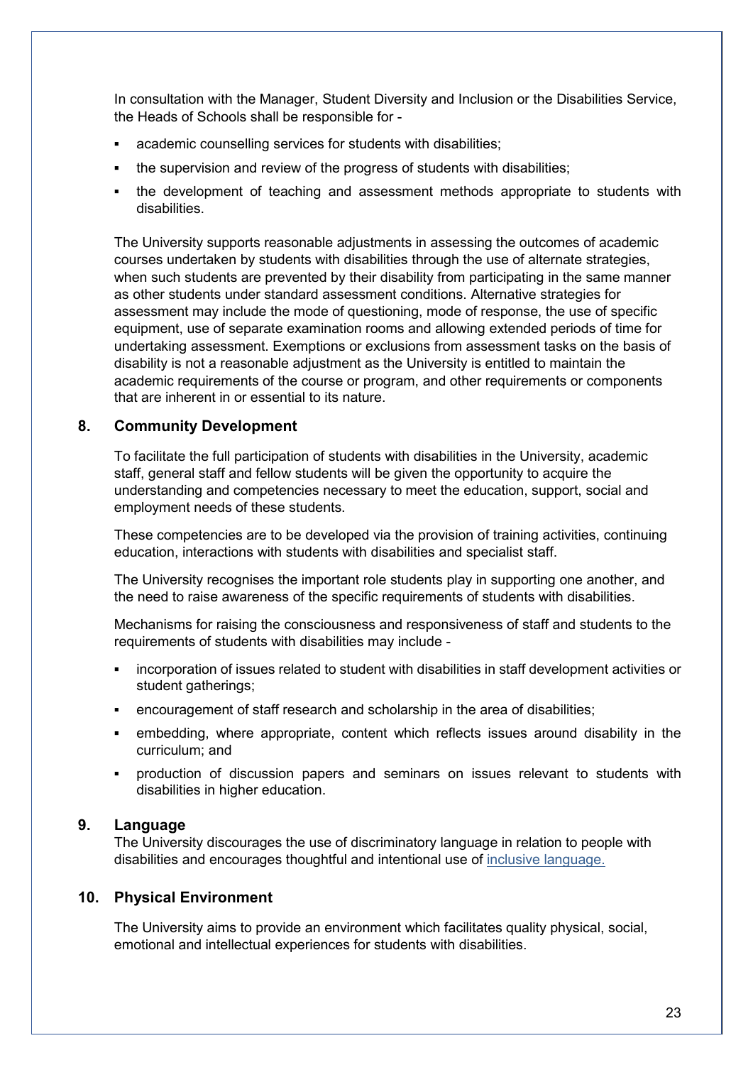In consultation with the Manager, Student Diversity and Inclusion or the Disabilities Service, the Heads of Schools shall be responsible for -

- academic counselling services for students with disabilities;
- the supervision and review of the progress of students with disabilities;
- the development of teaching and assessment methods appropriate to students with disabilities.

The University supports reasonable adjustments in assessing the outcomes of academic courses undertaken by students with disabilities through the use of alternate strategies, when such students are prevented by their disability from participating in the same manner as other students under standard assessment conditions. Alternative strategies for assessment may include the mode of questioning, mode of response, the use of specific equipment, use of separate examination rooms and allowing extended periods of time for undertaking assessment. Exemptions or exclusions from assessment tasks on the basis of disability is not a reasonable adjustment as the University is entitled to maintain the academic requirements of the course or program, and other requirements or components that are inherent in or essential to its nature.

## 8. Community Development

To facilitate the full participation of students with disabilities in the University, academic staff, general staff and fellow students will be given the opportunity to acquire the understanding and competencies necessary to meet the education, support, social and employment needs of these students.

These competencies are to be developed via the provision of training activities, continuing education, interactions with students with disabilities and specialist staff.

The University recognises the important role students play in supporting one another, and the need to raise awareness of the specific requirements of students with disabilities.

Mechanisms for raising the consciousness and responsiveness of staff and students to the requirements of students with disabilities may include -

- incorporation of issues related to student with disabilities in staff development activities or student gatherings;
- encouragement of staff research and scholarship in the area of disabilities;
- embedding, where appropriate, content which reflects issues around disability in the curriculum; and
- production of discussion papers and seminars on issues relevant to students with disabilities in higher education.

## 9. Language

The University discourages the use of discriminatory language in relation to people with disabilities and encourages thoughtful and intentional use of inclusive language.

## 10. Physical Environment

The University aims to provide an environment which facilitates quality physical, social, emotional and intellectual experiences for students with disabilities.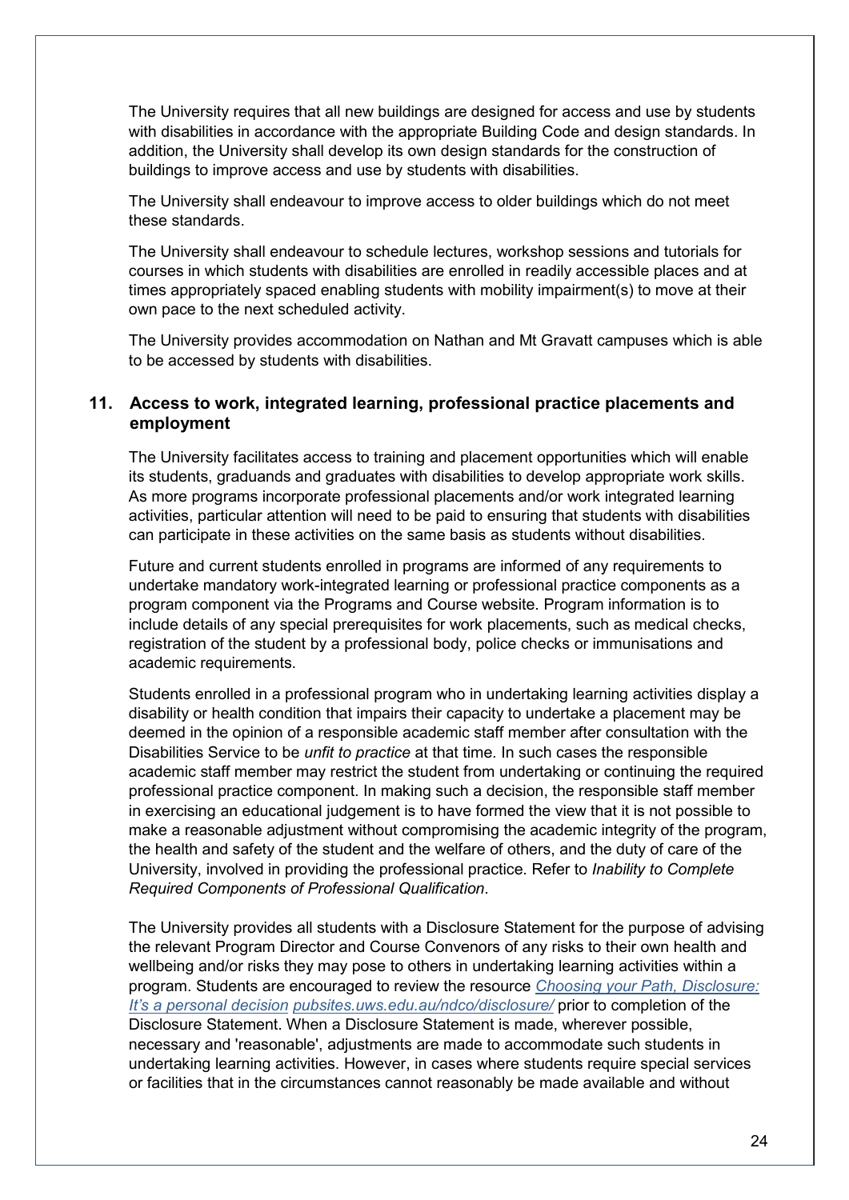The University requires that all new buildings are designed for access and use by students with disabilities in accordance with the appropriate Building Code and design standards. In addition, the University shall develop its own design standards for the construction of buildings to improve access and use by students with disabilities.

The University shall endeavour to improve access to older buildings which do not meet these standards.

The University shall endeavour to schedule lectures, workshop sessions and tutorials for courses in which students with disabilities are enrolled in readily accessible places and at times appropriately spaced enabling students with mobility impairment(s) to move at their own pace to the next scheduled activity.

The University provides accommodation on Nathan and Mt Gravatt campuses which is able to be accessed by students with disabilities.

## 11. Access to work, integrated learning, professional practice placements and employment

The University facilitates access to training and placement opportunities which will enable its students, graduands and graduates with disabilities to develop appropriate work skills. As more programs incorporate professional placements and/or work integrated learning activities, particular attention will need to be paid to ensuring that students with disabilities can participate in these activities on the same basis as students without disabilities.

Future and current students enrolled in programs are informed of any requirements to undertake mandatory work-integrated learning or professional practice components as a program component via the Programs and Course website. Program information is to include details of any special prerequisites for work placements, such as medical checks, registration of the student by a professional body, police checks or immunisations and academic requirements.

Students enrolled in a professional program who in undertaking learning activities display a disability or health condition that impairs their capacity to undertake a placement may be deemed in the opinion of a responsible academic staff member after consultation with the Disabilities Service to be *unfit to practice* at that time. In such cases the responsible academic staff member may restrict the student from undertaking or continuing the required professional practice component. In making such a decision, the responsible staff member in exercising an educational judgement is to have formed the view that it is not possible to make a reasonable adjustment without compromising the academic integrity of the program, the health and safety of the student and the welfare of others, and the duty of care of the University, involved in providing the professional practice. Refer to *Inability to Complete Required Components of Professional Qualification*.

The University provides all students with a Disclosure Statement for the purpose of advising the relevant Program Director and Course Convenors of any risks to their own health and wellbeing and/or risks they may pose to others in undertaking learning activities within a program. Students are encouraged to review the resource *Choosing your Path, Disclosure: It's a personal decision* pubsites.uws.edu.au/ndco/disclosure/ prior to completion of the Disclosure Statement. When a Disclosure Statement is made, wherever possible, necessary and 'reasonable', adjustments are made to accommodate such students in undertaking learning activities. However, in cases where students require special services or facilities that in the circumstances cannot reasonably be made available and without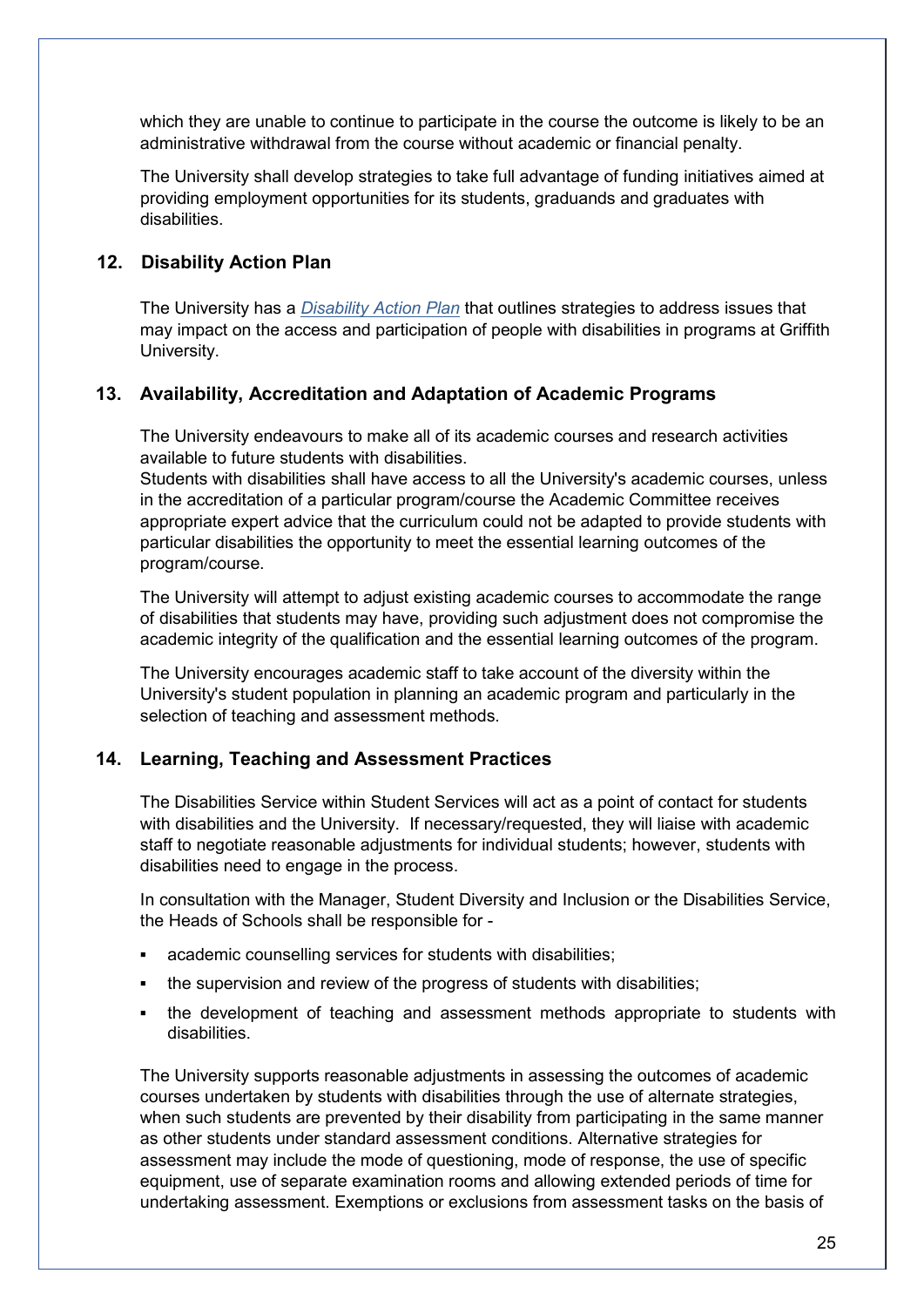which they are unable to continue to participate in the course the outcome is likely to be an administrative withdrawal from the course without academic or financial penalty.

The University shall develop strategies to take full advantage of funding initiatives aimed at providing employment opportunities for its students, graduands and graduates with disabilities.

## 12. Disability Action Plan

The University has a *Disability Action Plan* that outlines strategies to address issues that may impact on the access and participation of people with disabilities in programs at Griffith University.

## 13. Availability, Accreditation and Adaptation of Academic Programs

The University endeavours to make all of its academic courses and research activities available to future students with disabilities.

Students with disabilities shall have access to all the University's academic courses, unless in the accreditation of a particular program/course the Academic Committee receives appropriate expert advice that the curriculum could not be adapted to provide students with particular disabilities the opportunity to meet the essential learning outcomes of the program/course.

The University will attempt to adjust existing academic courses to accommodate the range of disabilities that students may have, providing such adjustment does not compromise the academic integrity of the qualification and the essential learning outcomes of the program.

The University encourages academic staff to take account of the diversity within the University's student population in planning an academic program and particularly in the selection of teaching and assessment methods.

## 14. Learning, Teaching and Assessment Practices

The Disabilities Service within Student Services will act as a point of contact for students with disabilities and the University. If necessary/requested, they will liaise with academic staff to negotiate reasonable adjustments for individual students; however, students with disabilities need to engage in the process.

In consultation with the Manager, Student Diversity and Inclusion or the Disabilities Service, the Heads of Schools shall be responsible for -

- academic counselling services for students with disabilities;
- the supervision and review of the progress of students with disabilities;
- the development of teaching and assessment methods appropriate to students with disabilities.

The University supports reasonable adjustments in assessing the outcomes of academic courses undertaken by students with disabilities through the use of alternate strategies, when such students are prevented by their disability from participating in the same manner as other students under standard assessment conditions. Alternative strategies for assessment may include the mode of questioning, mode of response, the use of specific equipment, use of separate examination rooms and allowing extended periods of time for undertaking assessment. Exemptions or exclusions from assessment tasks on the basis of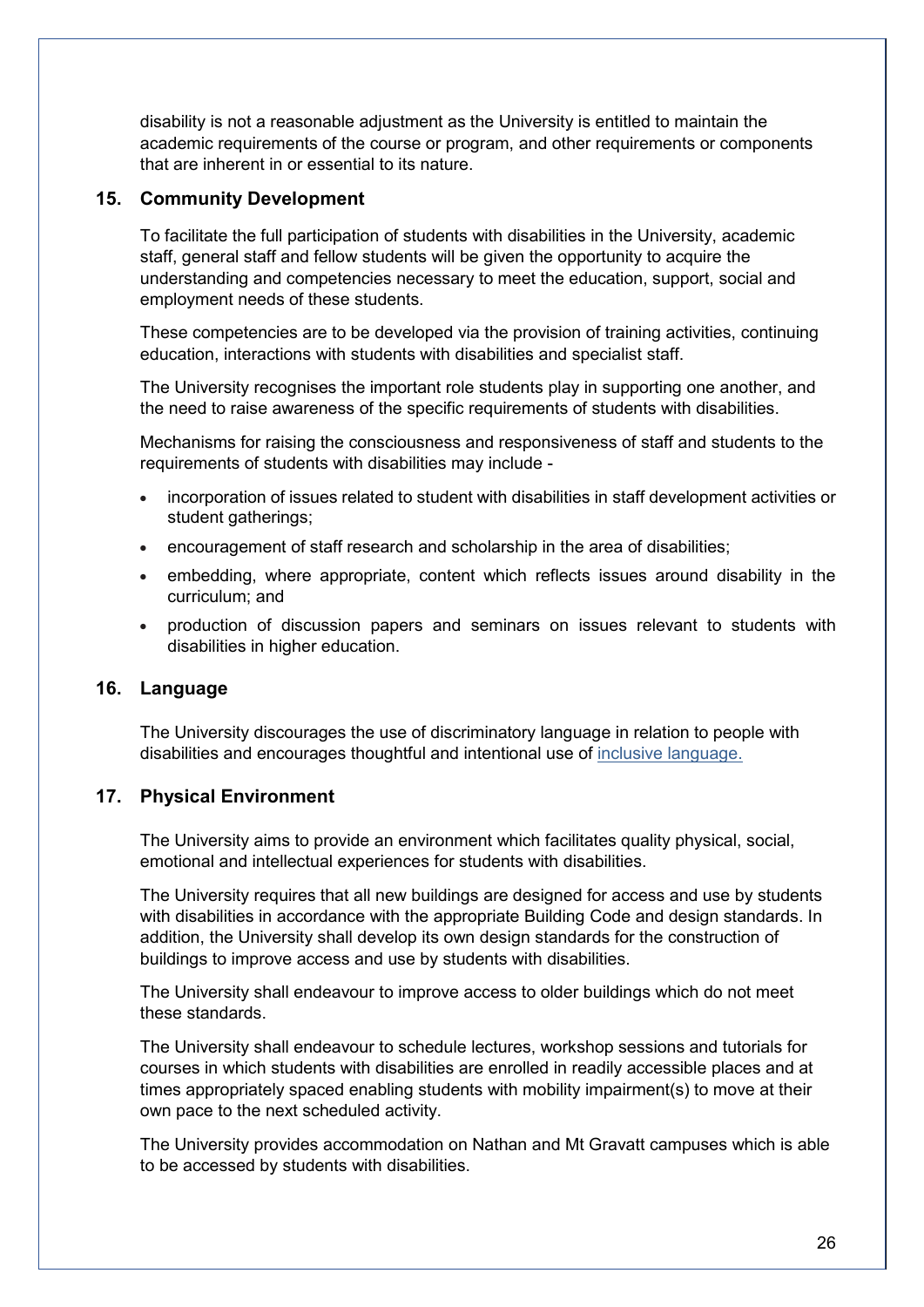disability is not a reasonable adjustment as the University is entitled to maintain the academic requirements of the course or program, and other requirements or components that are inherent in or essential to its nature.

## 15. Community Development

To facilitate the full participation of students with disabilities in the University, academic staff, general staff and fellow students will be given the opportunity to acquire the understanding and competencies necessary to meet the education, support, social and employment needs of these students.

These competencies are to be developed via the provision of training activities, continuing education, interactions with students with disabilities and specialist staff.

The University recognises the important role students play in supporting one another, and the need to raise awareness of the specific requirements of students with disabilities.

Mechanisms for raising the consciousness and responsiveness of staff and students to the requirements of students with disabilities may include -

- incorporation of issues related to student with disabilities in staff development activities or student gatherings;
- encouragement of staff research and scholarship in the area of disabilities;
- embedding, where appropriate, content which reflects issues around disability in the curriculum; and
- production of discussion papers and seminars on issues relevant to students with disabilities in higher education.

## 16. Language

The University discourages the use of discriminatory language in relation to people with disabilities and encourages thoughtful and intentional use of inclusive language.

## 17. Physical Environment

The University aims to provide an environment which facilitates quality physical, social, emotional and intellectual experiences for students with disabilities.

The University requires that all new buildings are designed for access and use by students with disabilities in accordance with the appropriate Building Code and design standards. In addition, the University shall develop its own design standards for the construction of buildings to improve access and use by students with disabilities.

The University shall endeavour to improve access to older buildings which do not meet these standards.

The University shall endeavour to schedule lectures, workshop sessions and tutorials for courses in which students with disabilities are enrolled in readily accessible places and at times appropriately spaced enabling students with mobility impairment(s) to move at their own pace to the next scheduled activity.

The University provides accommodation on Nathan and Mt Gravatt campuses which is able to be accessed by students with disabilities.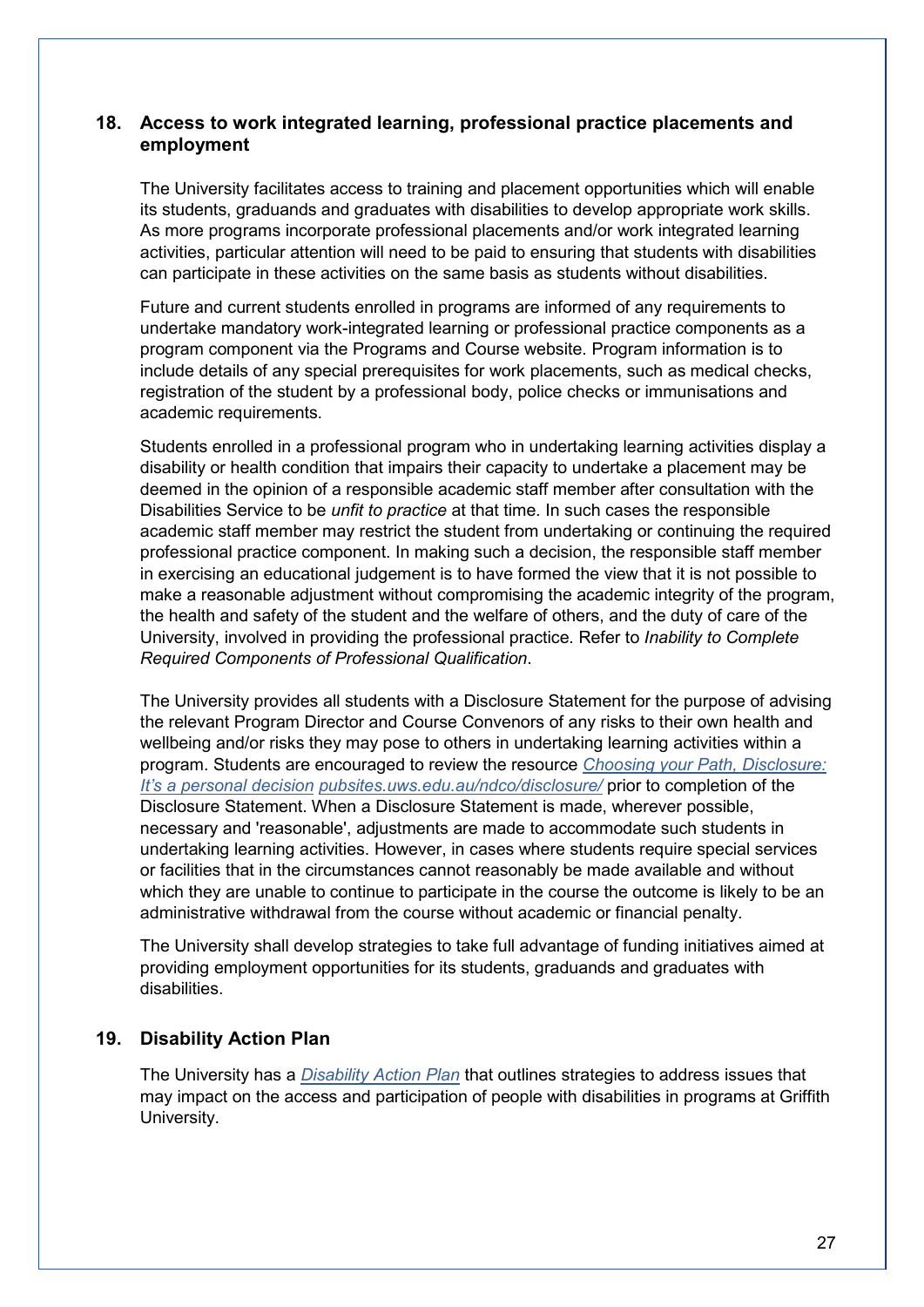## 18. Access to work integrated learning, professional practice placements and employment

The University facilitates access to training and placement opportunities which will enable its students, graduands and graduates with disabilities to develop appropriate work skills. As more programs incorporate professional placements and/or work integrated learning activities, particular attention will need to be paid to ensuring that students with disabilities can participate in these activities on the same basis as students without disabilities.

Future and current students enrolled in programs are informed of any requirements to undertake mandatory work-integrated learning or professional practice components as a program component via the Programs and Course website. Program information is to include details of any special prerequisites for work placements, such as medical checks, registration of the student by a professional body, police checks or immunisations and academic requirements.

Students enrolled in a professional program who in undertaking learning activities display a disability or health condition that impairs their capacity to undertake a placement may be deemed in the opinion of a responsible academic staff member after consultation with the Disabilities Service to be *unfit to practice* at that time. In such cases the responsible academic staff member may restrict the student from undertaking or continuing the required professional practice component. In making such a decision, the responsible staff member in exercising an educational judgement is to have formed the view that it is not possible to make a reasonable adjustment without compromising the academic integrity of the program, the health and safety of the student and the welfare of others, and the duty of care of the University, involved in providing the professional practice. Refer to *Inability to Complete Required Components of Professional Qualification*.

The University provides all students with a Disclosure Statement for the purpose of advising the relevant Program Director and Course Convenors of any risks to their own health and wellbeing and/or risks they may pose to others in undertaking learning activities within a program. Students are encouraged to review the resource *Choosing your Path, Disclosure: It's a personal decision* *pubsites.uws.edu.au/ndco/disclosure/* prior to completion of the Disclosure Statement. When a Disclosure Statement is made, wherever possible, necessary and 'reasonable', adjustments are made to accommodate such students in undertaking learning activities. However, in cases where students require special services or facilities that in the circumstances cannot reasonably be made available and without which they are unable to continue to participate in the course the outcome is likely to be an administrative withdrawal from the course without academic or financial penalty.

The University shall develop strategies to take full advantage of funding initiatives aimed at providing employment opportunities for its students, graduands and graduates with disabilities.

## 19. Disability Action Plan

The University has a *Disability Action Plan* that outlines strategies to address issues that may impact on the access and participation of people with disabilities in programs at Griffith University.